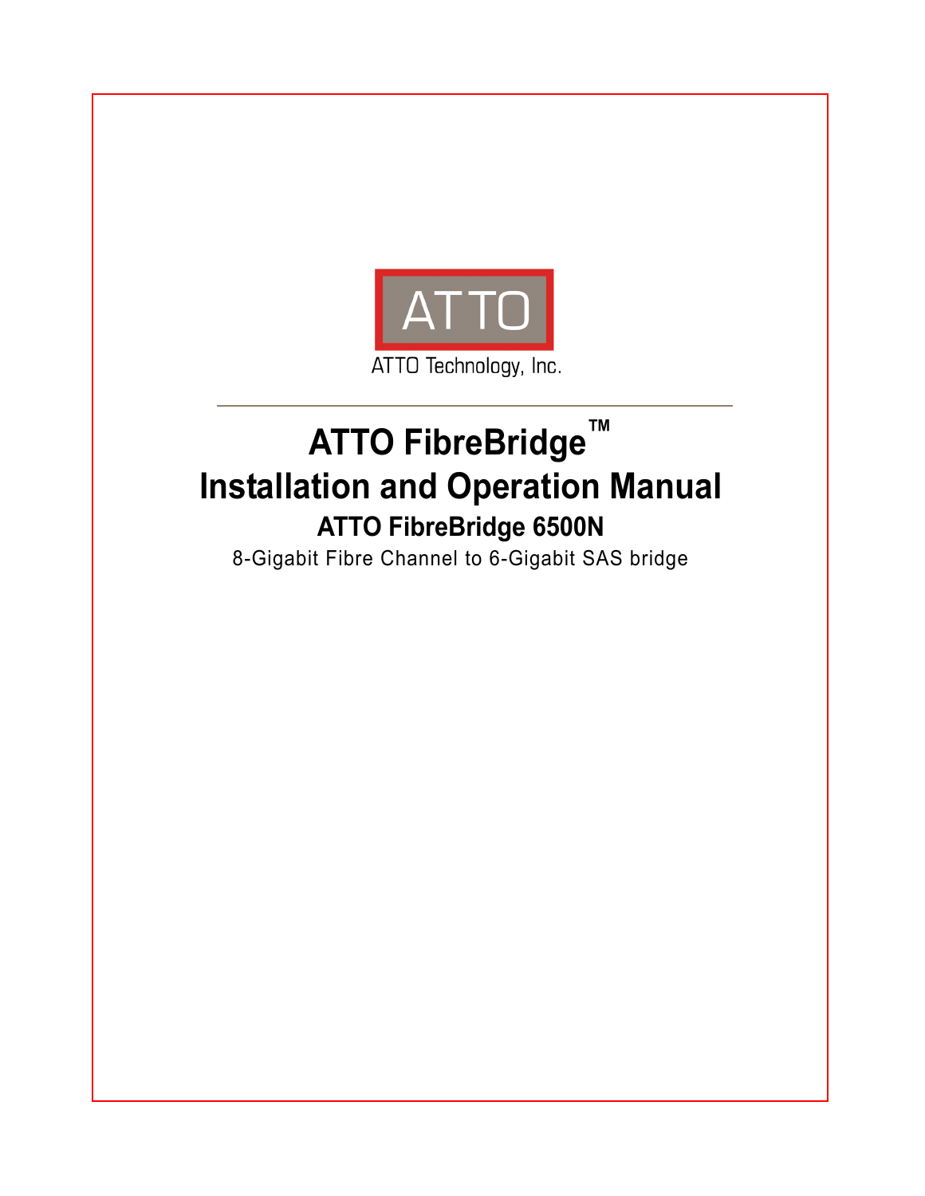ATTO

ATTO Technology, Inc.

# ATTO FibreBridge™ Installation and Operation Manual

## ATTO FibreBridge 6500N

8-Gigabit Fibre Channel to 6-Gigabit SAS bridge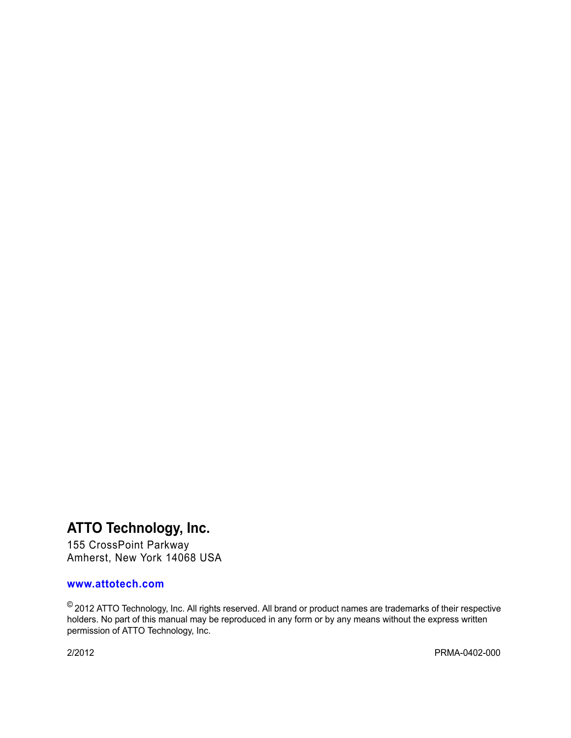**ATTO Technology, Inc.**

155 CrossPoint Parkway
Amherst, New York 14068 USA

**www.attotech.com**

© 2012 ATTO Technology, Inc. All rights reserved. All brand or product names are trademarks of their respective holders. No part of this manual may be reproduced in any form or by any means without the express written permission of ATTO Technology, Inc.

2/2012 PRMA-0402-000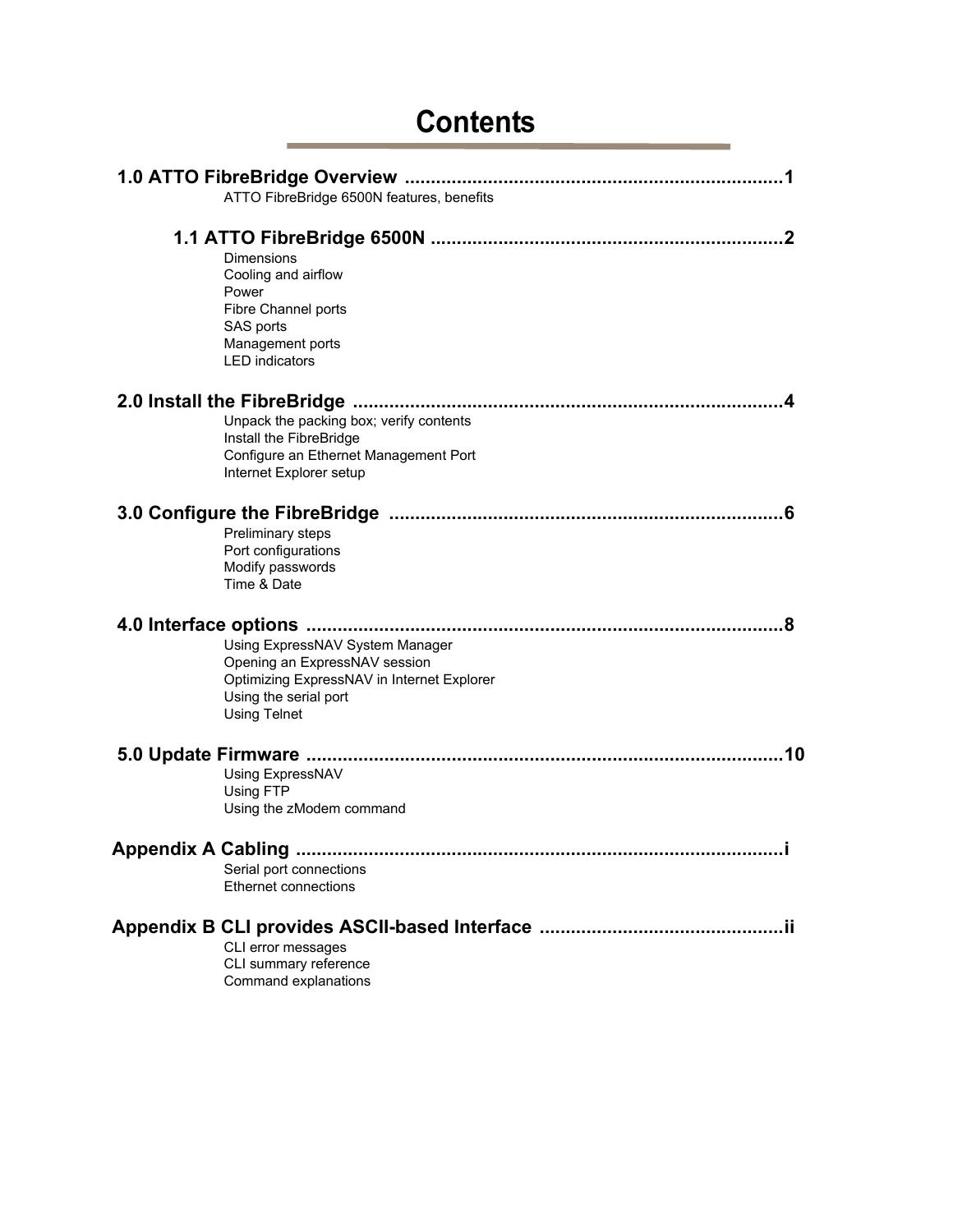# Contents

**1.0 ATTO FibreBridge Overview** ........................................................................1

ATTO FibreBridge 6500N features, benefits

**1.1 ATTO FibreBridge 6500N** ...................................................................2

Dimensions
Cooling and airflow
Power
Fibre Channel ports
SAS ports
Management ports
LED indicators

**2.0 Install the FibreBridge** ..................................................................................4

Unpack the packing box; verify contents
Install the FibreBridge
Configure an Ethernet Management Port
Internet Explorer setup

**3.0 Configure the FibreBridge** ............................................................................6

Preliminary steps
Port configurations
Modify passwords
Time & Date

**4.0 Interface options** ...........................................................................................8

Using ExpressNAV System Manager
Opening an ExpressNAV session
Optimizing ExpressNAV in Internet Explorer
Using the serial port
Using Telnet

**5.0 Update Firmware** ...........................................................................................10

Using ExpressNAV
Using FTP
Using the zModem command

**Appendix A Cabling** ............................................................................................i

Serial port connections
Ethernet connections

**Appendix B CLI provides ASCII-based Interface** ...............................................ii

CLI error messages
CLI summary reference
Command explanations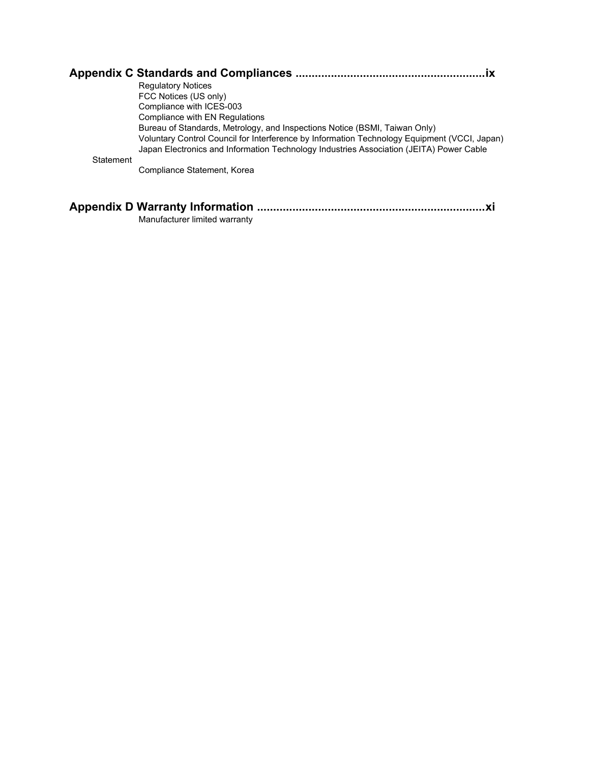**Appendix C Standards and Compliances ..........................................................ix**

Regulatory Notices
FCC Notices (US only)
Compliance with ICES-003
Compliance with EN Regulations
Bureau of Standards, Metrology, and Inspections Notice (BSMI, Taiwan Only)
Voluntary Control Council for Interference by Information Technology Equipment (VCCI, Japan)
Japan Electronics and Information Technology Industries Association (JEITA) Power Cable Statement
Compliance Statement, Korea

**Appendix D Warranty Information ......................................................................xi**

Manufacturer limited warranty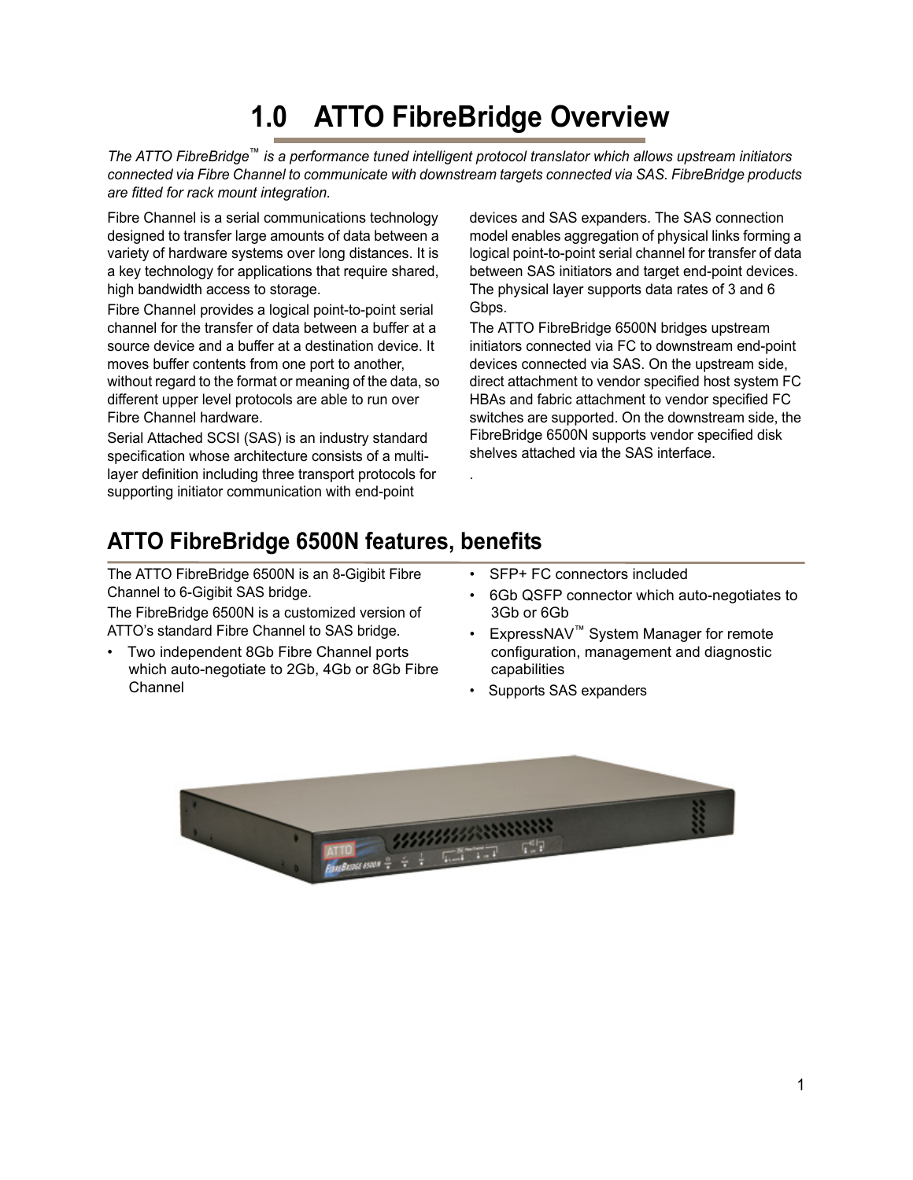# 1.0 ATTO FibreBridge Overview

*The ATTO FibreBridge™ is a performance tuned intelligent protocol translator which allows upstream initiators connected via Fibre Channel to communicate with downstream targets connected via SAS. FibreBridge products are fitted for rack mount integration.*

Fibre Channel is a serial communications technology designed to transfer large amounts of data between a variety of hardware systems over long distances. It is a key technology for applications that require shared, high bandwidth access to storage.

Fibre Channel provides a logical point-to-point serial channel for the transfer of data between a buffer at a source device and a buffer at a destination device. It moves buffer contents from one port to another, without regard to the format or meaning of the data, so different upper level protocols are able to run over Fibre Channel hardware.

Serial Attached SCSI (SAS) is an industry standard specification whose architecture consists of a multi-layer definition including three transport protocols for supporting initiator communication with end-point devices and SAS expanders. The SAS connection model enables aggregation of physical links forming a logical point-to-point serial channel for transfer of data between SAS initiators and target end-point devices. The physical layer supports data rates of 3 and 6 Gbps.

The ATTO FibreBridge 6500N bridges upstream initiators connected via FC to downstream end-point devices connected via SAS. On the upstream side, direct attachment to vendor specified host system FC HBAs and fabric attachment to vendor specified FC switches are supported. On the downstream side, the FibreBridge 6500N supports vendor specified disk shelves attached via the SAS interface.

## ATTO FibreBridge 6500N features, benefits

The ATTO FibreBridge 6500N is an 8-Gigibit Fibre Channel to 6-Gigibit SAS bridge.

The FibreBridge 6500N is a customized version of ATTO's standard Fibre Channel to SAS bridge.

- Two independent 8Gb Fibre Channel ports which auto-negotiate to 2Gb, 4Gb or 8Gb Fibre Channel
- SFP+ FC connectors included
- 6Gb QSFP connector which auto-negotiates to 3Gb or 6Gb
- ExpressNAV™ System Manager for remote configuration, management and diagnostic capabilities
- Supports SAS expanders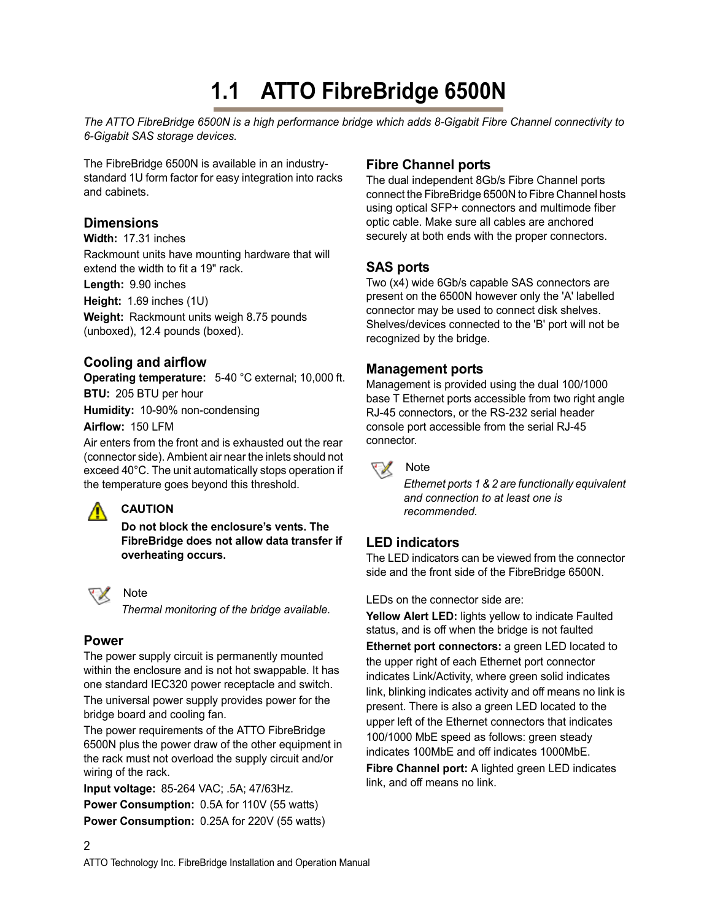# 1.1 ATTO FibreBridge 6500N

*The ATTO FibreBridge 6500N is a high performance bridge which adds 8-Gigabit Fibre Channel connectivity to 6-Gigabit SAS storage devices.*

The FibreBridge 6500N is available in an industry-standard 1U form factor for easy integration into racks and cabinets.

## Dimensions

**Width:** 17.31 inches

Rackmount units have mounting hardware that will extend the width to fit a 19" rack.

**Length:** 9.90 inches

**Height:** 1.69 inches (1U)

**Weight:** Rackmount units weigh 8.75 pounds (unboxed), 12.4 pounds (boxed).

## Cooling and airflow

**Operating temperature:** 5-40 °C external; 10,000 ft.

**BTU:** 205 BTU per hour

**Humidity:** 10-90% non-condensing

**Airflow:** 150 LFM

Air enters from the front and is exhausted out the rear (connector side). Ambient air near the inlets should not exceed 40°C. The unit automatically stops operation if the temperature goes beyond this threshold.

**CAUTION**

**Do not block the enclosure's vents. The FibreBridge does not allow data transfer if overheating occurs.**

Note

*Thermal monitoring of the bridge available.*

## Power

The power supply circuit is permanently mounted within the enclosure and is not hot swappable. It has one standard IEC320 power receptacle and switch.

The universal power supply provides power for the bridge board and cooling fan.

The power requirements of the ATTO FibreBridge 6500N plus the power draw of the other equipment in the rack must not overload the supply circuit and/or wiring of the rack.

**Input voltage:** 85-264 VAC; .5A; 47/63Hz.

**Power Consumption:** 0.5A for 110V (55 watts)

**Power Consumption:** 0.25A for 220V (55 watts)

## Fibre Channel ports

The dual independent 8Gb/s Fibre Channel ports connect the FibreBridge 6500N to Fibre Channel hosts using optical SFP+ connectors and multimode fiber optic cable. Make sure all cables are anchored securely at both ends with the proper connectors.

## SAS ports

Two (x4) wide 6Gb/s capable SAS connectors are present on the 6500N however only the 'A' labelled connector may be used to connect disk shelves. Shelves/devices connected to the 'B' port will not be recognized by the bridge.

## Management ports

Management is provided using the dual 100/1000 base T Ethernet ports accessible from two right angle RJ-45 connectors, or the RS-232 serial header console port accessible from the serial RJ-45 connector.

Note

*Ethernet ports 1 & 2 are functionally equivalent and connection to at least one is recommended.*

## LED indicators

The LED indicators can be viewed from the connector side and the front side of the FibreBridge 6500N.

LEDs on the connector side are:

**Yellow Alert LED:** lights yellow to indicate Faulted status, and is off when the bridge is not faulted

**Ethernet port connectors:** a green LED located to the upper right of each Ethernet port connector indicates Link/Activity, where green solid indicates link, blinking indicates activity and off means no link is present. There is also a green LED located to the upper left of the Ethernet connectors that indicates 100/1000 MbE speed as follows: green steady indicates 100MbE and off indicates 1000MbE.

**Fibre Channel port:** A lighted green LED indicates link, and off means no link.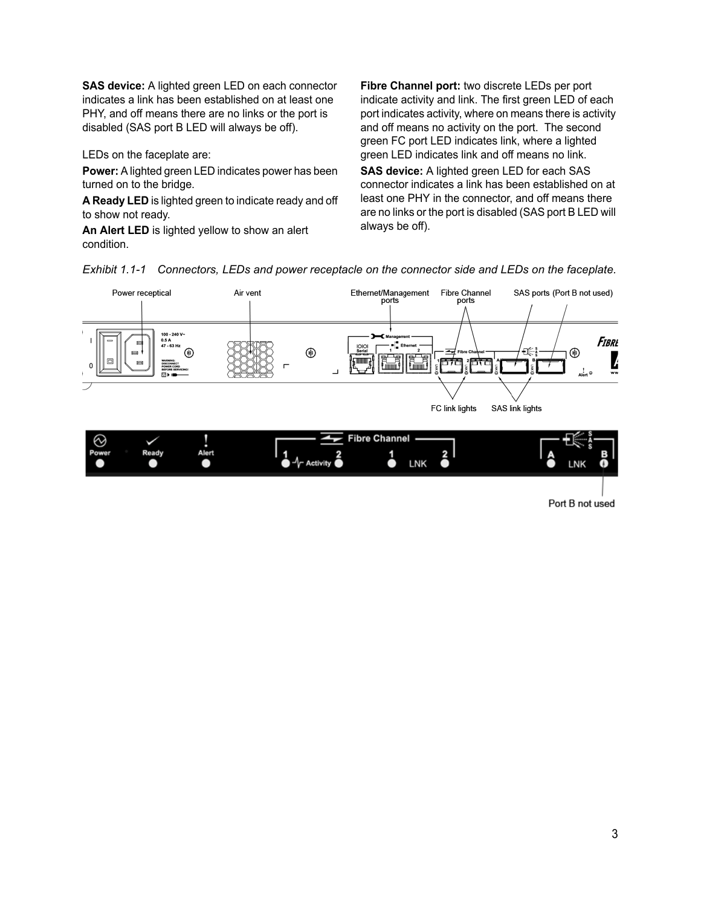**SAS device:** A lighted green LED on each connector indicates a link has been established on at least one PHY, and off means there are no links or the port is disabled (SAS port B LED will always be off).

LEDs on the faceplate are:

**Power:** A lighted green LED indicates power has been turned on to the bridge.

**A Ready LED** is lighted green to indicate ready and off to show not ready.

**An Alert LED** is lighted yellow to show an alert condition.

**Fibre Channel port:** two discrete LEDs per port indicate activity and link. The first green LED of each port indicates activity, where on means there is activity and off means no activity on the port. The second green FC port LED indicates link, where a lighted green LED indicates link and off means no link.

**SAS device:** A lighted green LED for each SAS connector indicates a link has been established on at least one PHY in the connector, and off means there are no links or the port is disabled (SAS port B LED will always be off).

*Exhibit 1.1-1 Connectors, LEDs and power receptacle on the connector side and LEDs on the faceplate.*

Power receptical

Air vent

Ethernet/Management ports

Fibre Channel ports

SAS ports (Port B not used)

FC link lights

SAS link lights

Port B not used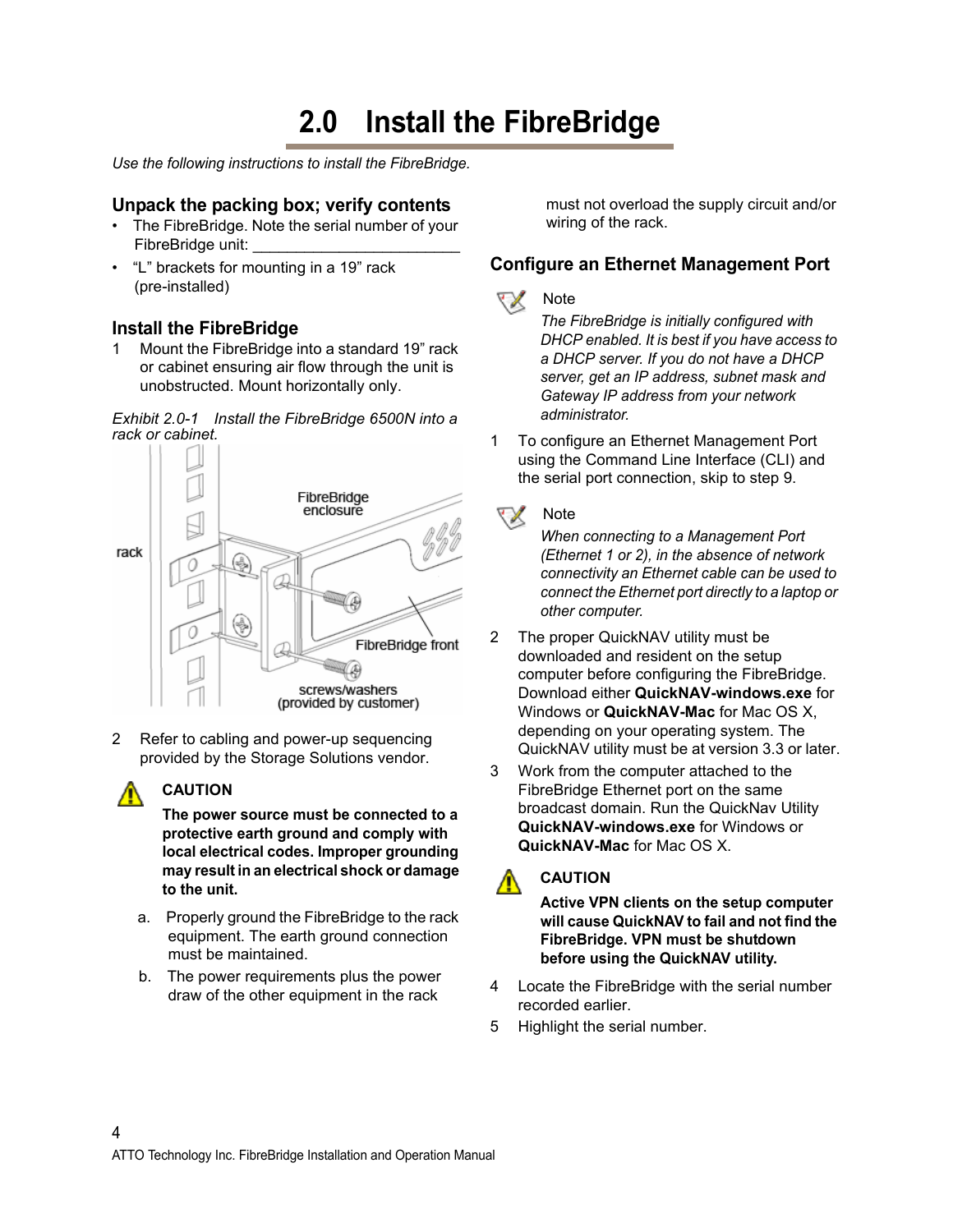# 2.0 Install the FibreBridge

*Use the following instructions to install the FibreBridge.*

### Unpack the packing box; verify contents

- The FibreBridge. Note the serial number of your FibreBridge unit: ________________________
- "L" brackets for mounting in a 19" rack (pre-installed)

### Install the FibreBridge

1 Mount the FibreBridge into a standard 19" rack or cabinet ensuring air flow through the unit is unobstructed. Mount horizontally only.

*Exhibit 2.0-1 Install the FibreBridge 6500N into a rack or cabinet.*

2 Refer to cabling and power-up sequencing provided by the Storage Solutions vendor.

**CAUTION**

**The power source must be connected to a protective earth ground and comply with local electrical codes. Improper grounding may result in an electrical shock or damage to the unit.**

a. Properly ground the FibreBridge to the rack equipment. The earth ground connection must be maintained.

b. The power requirements plus the power draw of the other equipment in the rack must not overload the supply circuit and/or wiring of the rack.

### Configure an Ethernet Management Port

Note

*The FibreBridge is initially configured with DHCP enabled. It is best if you have access to a DHCP server. If you do not have a DHCP server, get an IP address, subnet mask and Gateway IP address from your network administrator.*

1 To configure an Ethernet Management Port using the Command Line Interface (CLI) and the serial port connection, skip to step 9.

Note

*When connecting to a Management Port (Ethernet 1 or 2), in the absence of network connectivity an Ethernet cable can be used to connect the Ethernet port directly to a laptop or other computer.*

2 The proper QuickNAV utility must be downloaded and resident on the setup computer before configuring the FibreBridge. Download either **QuickNAV-windows.exe** for Windows or **QuickNAV-Mac** for Mac OS X, depending on your operating system. The QuickNAV utility must be at version 3.3 or later.

3 Work from the computer attached to the FibreBridge Ethernet port on the same broadcast domain. Run the QuickNav Utility **QuickNAV-windows.exe** for Windows or **QuickNAV-Mac** for Mac OS X.

**CAUTION**

**Active VPN clients on the setup computer will cause QuickNAV to fail and not find the FibreBridge. VPN must be shutdown before using the QuickNAV utility.**

4 Locate the FibreBridge with the serial number recorded earlier.

5 Highlight the serial number.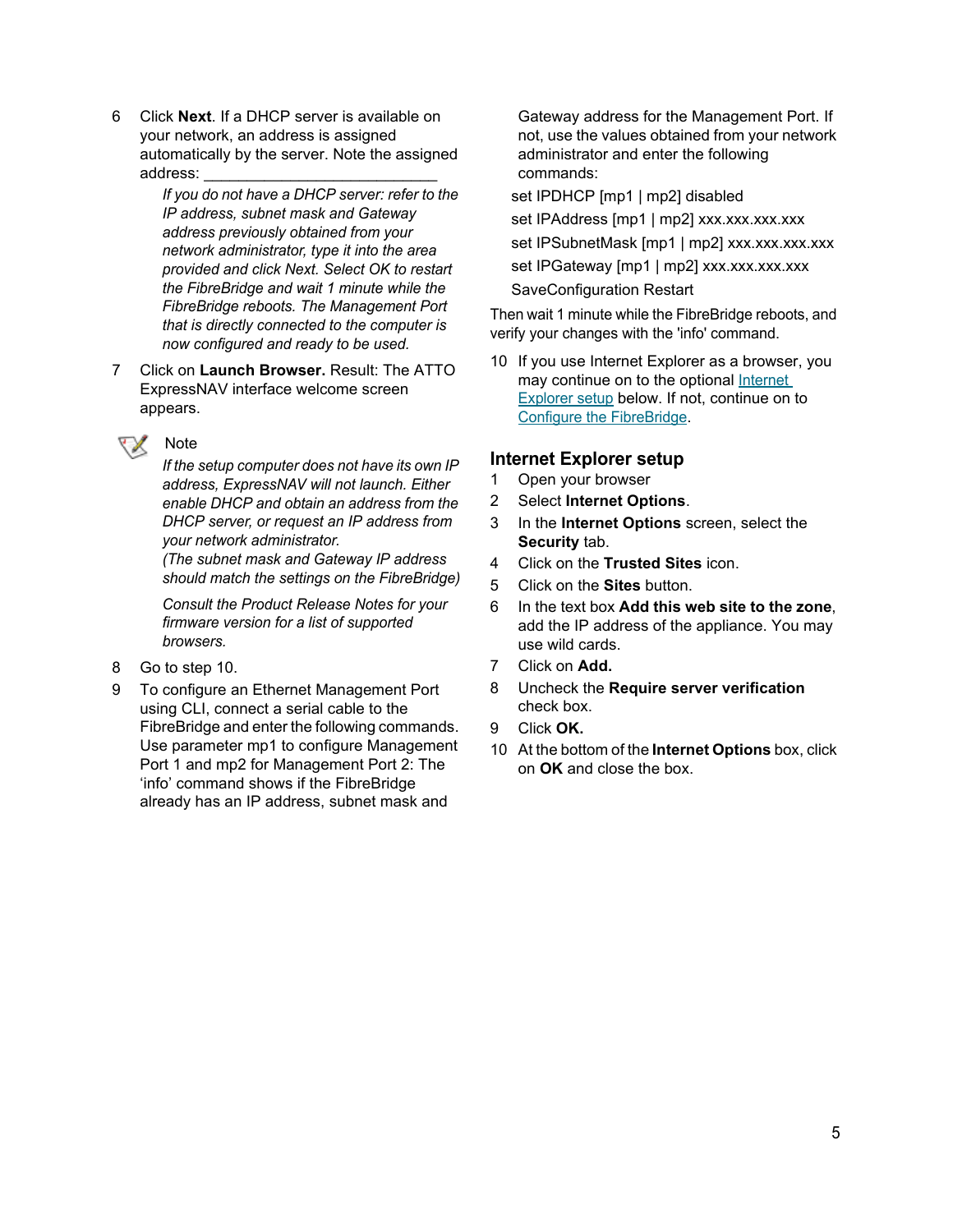6 Click **Next**. If a DHCP server is available on your network, an address is assigned automatically by the server. Note the assigned address: ___________________________

   *If you do not have a DHCP server: refer to the IP address, subnet mask and Gateway address previously obtained from your network administrator, type it into the area provided and click Next. Select OK to restart the FibreBridge and wait 1 minute while the FibreBridge reboots. The Management Port that is directly connected to the computer is now configured and ready to be used.*

7 Click on **Launch Browser.** Result: The ATTO ExpressNAV interface welcome screen appears.

> Note
>
> *If the setup computer does not have its own IP address, ExpressNAV will not launch. Either enable DHCP and obtain an address from the DHCP server, or request an IP address from your network administrator.*
> *(The subnet mask and Gateway IP address should match the settings on the FibreBridge)*
>
> *Consult the Product Release Notes for your firmware version for a list of supported browsers.*

8 Go to step 10.

9 To configure an Ethernet Management Port using CLI, connect a serial cable to the FibreBridge and enter the following commands. Use parameter mp1 to configure Management Port 1 and mp2 for Management Port 2: The 'info' command shows if the FibreBridge already has an IP address, subnet mask and Gateway address for the Management Port. If not, use the values obtained from your network administrator and enter the following commands:

```
set IPDHCP [mp1 | mp2] disabled
set IPAddress [mp1 | mp2] xxx.xxx.xxx.xxx
set IPSubnetMask [mp1 | mp2] xxx.xxx.xxx.xxx
set IPGateway [mp1 | mp2] xxx.xxx.xxx.xxx
SaveConfiguration Restart
```

Then wait 1 minute while the FibreBridge reboots, and verify your changes with the 'info' command.

10 If you use Internet Explorer as a browser, you may continue on to the optional Internet Explorer setup below. If not, continue on to Configure the FibreBridge.

## Internet Explorer setup

1. Open your browser
2. Select **Internet Options**.
3. In the **Internet Options** screen, select the **Security** tab.
4. Click on the **Trusted Sites** icon.
5. Click on the **Sites** button.
6. In the text box **Add this web site to the zone**, add the IP address of the appliance. You may use wild cards.
7. Click on **Add.**
8. Uncheck the **Require server verification** check box.
9. Click **OK.**
10. At the bottom of the **Internet Options** box, click on **OK** and close the box.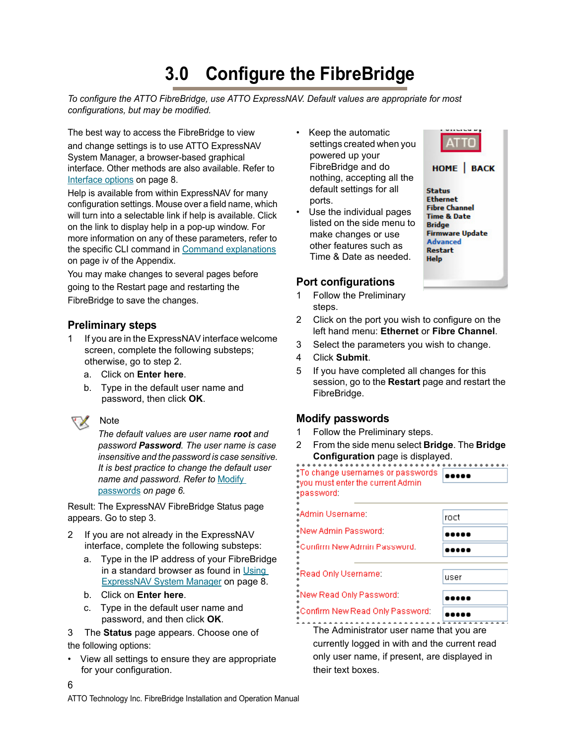# 3.0 Configure the FibreBridge

*To configure the ATTO FibreBridge, use ATTO ExpressNAV. Default values are appropriate for most configurations, but may be modified.*

The best way to access the FibreBridge to view and change settings is to use ATTO ExpressNAV System Manager, a browser-based graphical interface. Other methods are also available. Refer to Interface options on page 8.

Help is available from within ExpressNAV for many configuration settings. Mouse over a field name, which will turn into a selectable link if help is available. Click on the link to display help in a pop-up window. For more information on any of these parameters, refer to the specific CLI command in Command explanations on page iv of the Appendix.

You may make changes to several pages before going to the Restart page and restarting the FibreBridge to save the changes.

## Preliminary steps

1. If you are in the ExpressNAV interface welcome screen, complete the following substeps; otherwise, go to step 2.
   a. Click on **Enter here**.
   b. Type in the default user name and password, then click **OK**.

> Note
>
> *The default values are user name **root** and password **Password**. The user name is case insensitive and the password is case sensitive. It is best practice to change the default user name and password. Refer to Modify passwords on page 6.*

Result: The ExpressNAV FibreBridge Status page appears. Go to step 3.

2. If you are not already in the ExpressNAV interface, complete the following substeps:
   a. Type in the IP address of your FibreBridge in a standard browser as found in Using ExpressNAV System Manager on page 8.
   b. Click on **Enter here**.
   c. Type in the default user name and password, and then click **OK**.
3. The **Status** page appears. Choose one of the following options:
   - View all settings to ensure they are appropriate for your configuration.
   - Keep the automatic settings created when you powered up your FibreBridge and do nothing, accepting all the default settings for all ports.
   - Use the individual pages listed on the side menu to make changes or use other features such as Time & Date as needed.

## Port configurations

1. Follow the Preliminary steps.
2. Click on the port you wish to configure on the left hand menu: **Ethernet** or **Fibre Channel**.
3. Select the parameters you wish to change.
4. Click **Submit**.
5. If you have completed all changes for this session, go to the **Restart** page and restart the FibreBridge.

## Modify passwords

1. Follow the Preliminary steps.
2. From the side menu select **Bridge**. The **Bridge Configuration** page is displayed.

   The Administrator user name that you are currently logged in with and the current read only user name, if present, are displayed in their text boxes.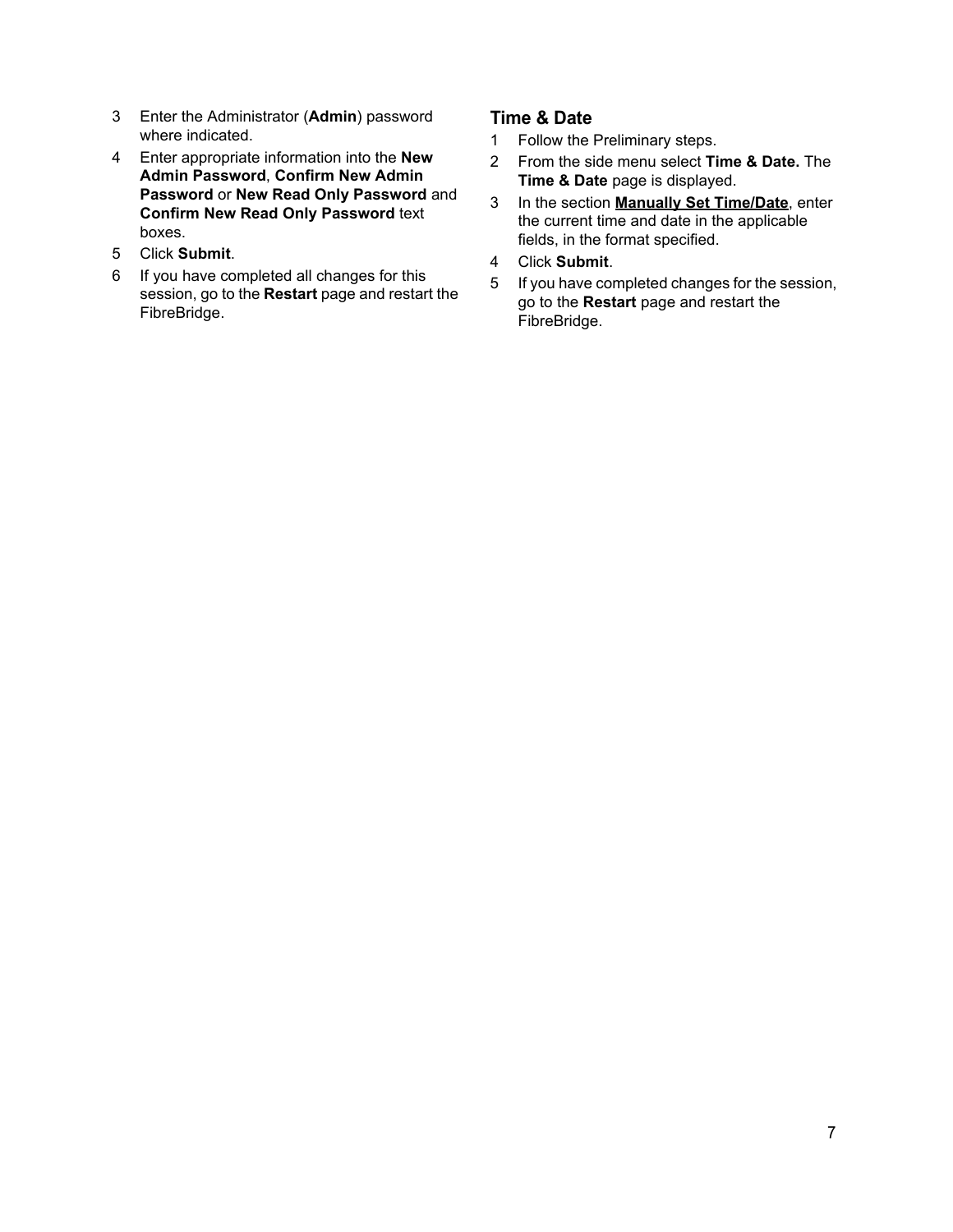3. Enter the Administrator (**Admin**) password where indicated.
4. Enter appropriate information into the **New Admin Password**, **Confirm New Admin Password** or **New Read Only Password** and **Confirm New Read Only Password** text boxes.
5. Click **Submit**.
6. If you have completed all changes for this session, go to the **Restart** page and restart the FibreBridge.

## Time & Date

1. Follow the Preliminary steps.
2. From the side menu select **Time & Date.** The **Time & Date** page is displayed.
3. In the section **Manually Set Time/Date**, enter the current time and date in the applicable fields, in the format specified.
4. Click **Submit**.
5. If you have completed changes for the session, go to the **Restart** page and restart the FibreBridge.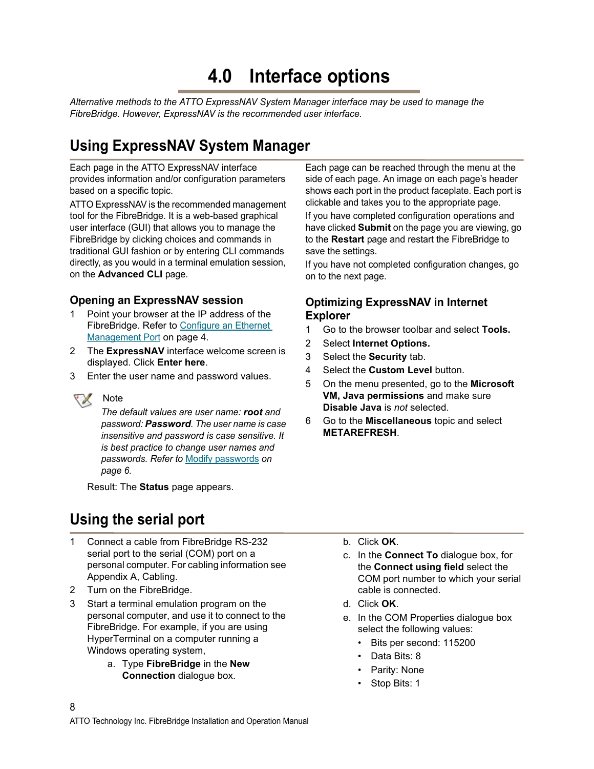# 4.0 Interface options

*Alternative methods to the ATTO ExpressNAV System Manager interface may be used to manage the FibreBridge. However, ExpressNAV is the recommended user interface.*

## Using ExpressNAV System Manager

Each page in the ATTO ExpressNAV interface provides information and/or configuration parameters based on a specific topic.

ATTO ExpressNAV is the recommended management tool for the FibreBridge. It is a web-based graphical user interface (GUI) that allows you to manage the FibreBridge by clicking choices and commands in traditional GUI fashion or by entering CLI commands directly, as you would in a terminal emulation session, on the **Advanced CLI** page.

Each page can be reached through the menu at the side of each page. An image on each page's header shows each port in the product faceplate. Each port is clickable and takes you to the appropriate page.

If you have completed configuration operations and have clicked **Submit** on the page you are viewing, go to the **Restart** page and restart the FibreBridge to save the settings.

If you have not completed configuration changes, go on to the next page.

### Opening an ExpressNAV session

1. Point your browser at the IP address of the FibreBridge. Refer to [Configure an Ethernet Management Port]() on page 4.
2. The **ExpressNAV** interface welcome screen is displayed. Click **Enter here**.
3. Enter the user name and password values.

> Note
>
> *The default values are user name: **root** and password: **Password**. The user name is case insensitive and password is case sensitive. It is best practice to change user names and passwords. Refer to [Modify passwords]() on page 6.*

Result: The **Status** page appears.

### Optimizing ExpressNAV in Internet Explorer

1. Go to the browser toolbar and select **Tools.**
2. Select **Internet Options.**
3. Select the **Security** tab.
4. Select the **Custom Level** button.
5. On the menu presented, go to the **Microsoft VM, Java permissions** and make sure **Disable Java** is *not* selected.
6. Go to the **Miscellaneous** topic and select **METAREFRESH**.

## Using the serial port

1. Connect a cable from FibreBridge RS-232 serial port to the serial (COM) port on a personal computer. For cabling information see Appendix A, Cabling.
2. Turn on the FibreBridge.
3. Start a terminal emulation program on the personal computer, and use it to connect to the FibreBridge. For example, if you are using HyperTerminal on a computer running a Windows operating system,
   a. Type **FibreBridge** in the **New Connection** dialogue box.
   b. Click **OK**.
   c. In the **Connect To** dialogue box, for the **Connect using field** select the COM port number to which your serial cable is connected.
   d. Click **OK**.
   e. In the COM Properties dialogue box select the following values:
      - Bits per second: 115200
      - Data Bits: 8
      - Parity: None
      - Stop Bits: 1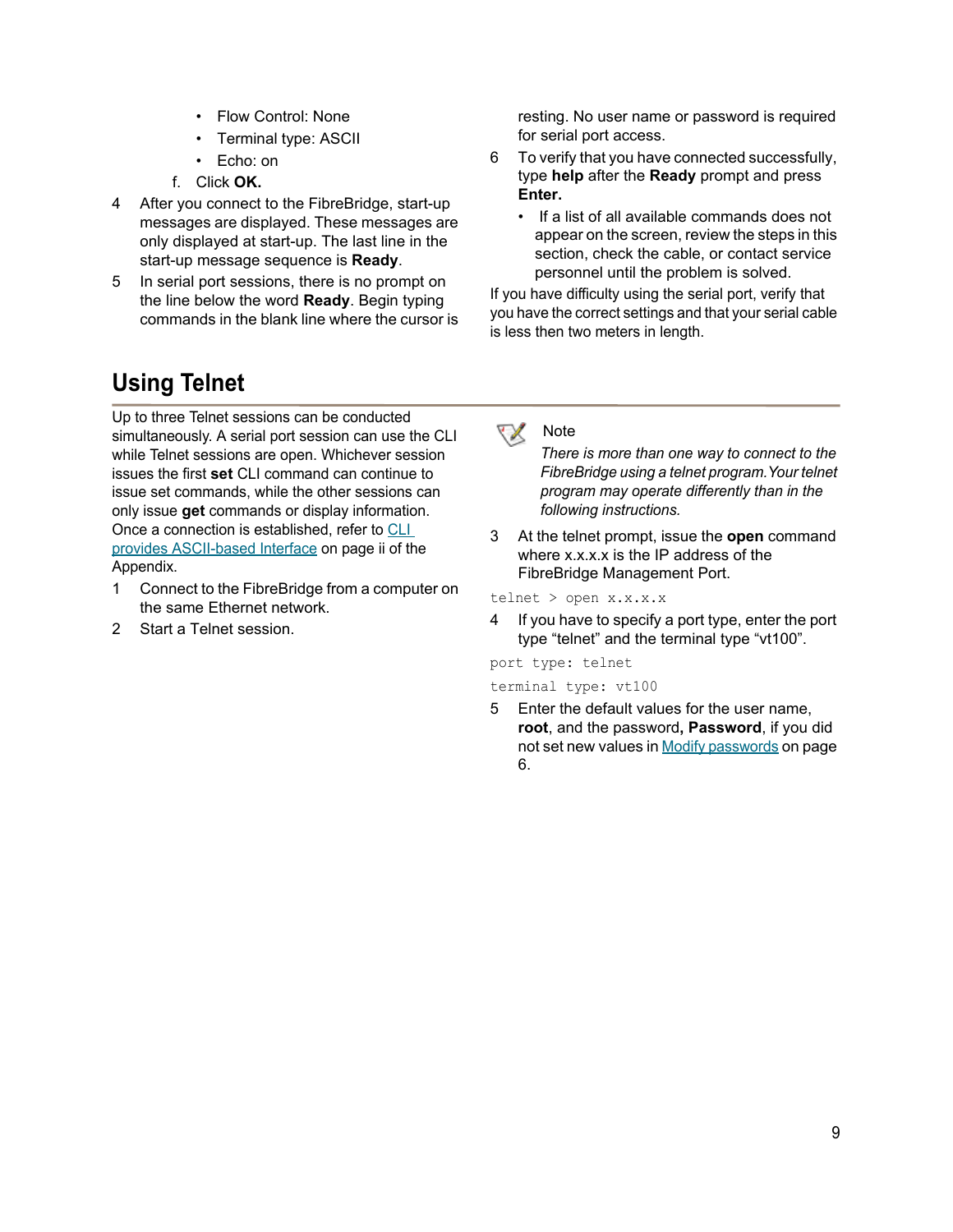- Flow Control: None
- Terminal type: ASCII
- Echo: on

f. Click **OK.**

4 After you connect to the FibreBridge, start-up messages are displayed. These messages are only displayed at start-up. The last line in the start-up message sequence is **Ready**.

5 In serial port sessions, there is no prompt on the line below the word **Ready**. Begin typing commands in the blank line where the cursor is resting. No user name or password is required for serial port access.

6 To verify that you have connected successfully, type **help** after the **Ready** prompt and press **Enter.**

- If a list of all available commands does not appear on the screen, review the steps in this section, check the cable, or contact service personnel until the problem is solved.

If you have difficulty using the serial port, verify that you have the correct settings and that your serial cable is less then two meters in length.

## Using Telnet

Up to three Telnet sessions can be conducted simultaneously. A serial port session can use the CLI while Telnet sessions are open. Whichever session issues the first **set** CLI command can continue to issue set commands, while the other sessions can only issue **get** commands or display information. Once a connection is established, refer to CLI provides ASCII-based Interface on page ii of the Appendix.

1 Connect to the FibreBridge from a computer on the same Ethernet network.

2 Start a Telnet session.

> Note
>
> *There is more than one way to connect to the FibreBridge using a telnet program. Your telnet program may operate differently than in the following instructions.*

3 At the telnet prompt, issue the **open** command where x.x.x.x is the IP address of the FibreBridge Management Port.

```
telnet > open x.x.x.x
```

4 If you have to specify a port type, enter the port type “telnet” and the terminal type “vt100”.

```
port type: telnet
terminal type: vt100
```

5 Enter the default values for the user name, **root**, and the password**, Password**, if you did not set new values in Modify passwords on page 6.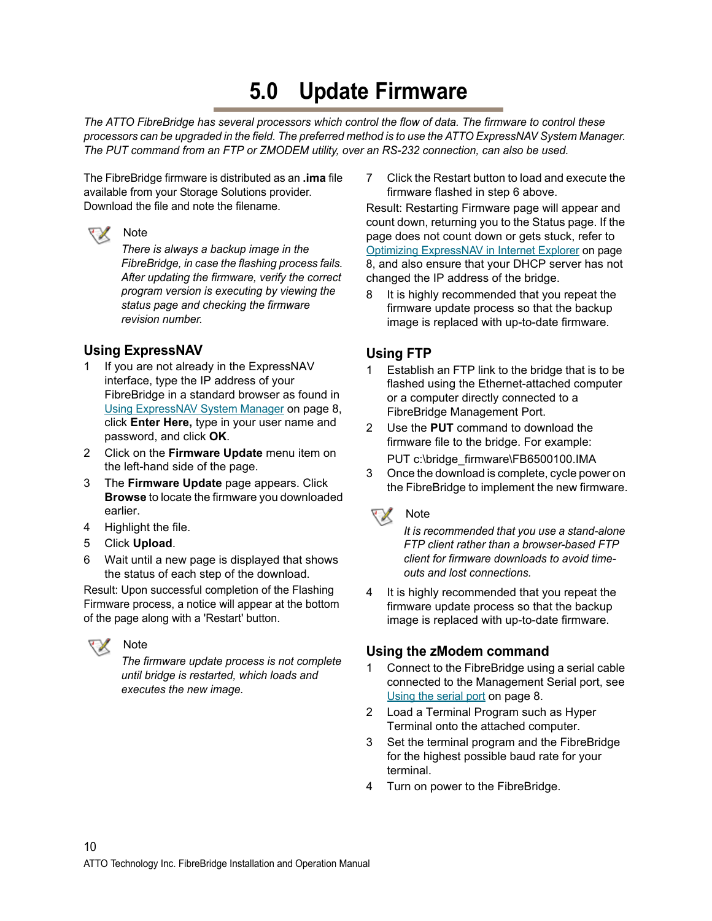# 5.0 Update Firmware

*The ATTO FibreBridge has several processors which control the flow of data. The firmware to control these processors can be upgraded in the field. The preferred method is to use the ATTO ExpressNAV System Manager. The PUT command from an FTP or ZMODEM utility, over an RS-232 connection, can also be used.*

The FibreBridge firmware is distributed as an **.ima** file available from your Storage Solutions provider. Download the file and note the filename.

> Note
>
> *There is always a backup image in the FibreBridge, in case the flashing process fails. After updating the firmware, verify the correct program version is executing by viewing the status page and checking the firmware revision number.*

## Using ExpressNAV

1. If you are not already in the ExpressNAV interface, type the IP address of your FibreBridge in a standard browser as found in Using ExpressNAV System Manager on page 8, click **Enter Here,** type in your user name and password, and click **OK**.
2. Click on the **Firmware Update** menu item on the left-hand side of the page.
3. The **Firmware Update** page appears. Click **Browse** to locate the firmware you downloaded earlier.
4. Highlight the file.
5. Click **Upload**.
6. Wait until a new page is displayed that shows the status of each step of the download.

Result: Upon successful completion of the Flashing Firmware process, a notice will appear at the bottom of the page along with a 'Restart' button.

> Note
>
> *The firmware update process is not complete until bridge is restarted, which loads and executes the new image.*

7. Click the Restart button to load and execute the firmware flashed in step 6 above.

Result: Restarting Firmware page will appear and count down, returning you to the Status page. If the page does not count down or gets stuck, refer to Optimizing ExpressNAV in Internet Explorer on page 8, and also ensure that your DHCP server has not changed the IP address of the bridge.

8. It is highly recommended that you repeat the firmware update process so that the backup image is replaced with up-to-date firmware.

## Using FTP

1. Establish an FTP link to the bridge that is to be flashed using the Ethernet-attached computer or a computer directly connected to a FibreBridge Management Port.
2. Use the **PUT** command to download the firmware file to the bridge. For example:

   PUT c:\bridge_firmware\FB6500100.IMA
3. Once the download is complete, cycle power on the FibreBridge to implement the new firmware.

> Note
>
> *It is recommended that you use a stand-alone FTP client rather than a browser-based FTP client for firmware downloads to avoid time-outs and lost connections.*

4. It is highly recommended that you repeat the firmware update process so that the backup image is replaced with up-to-date firmware.

## Using the zModem command

1. Connect to the FibreBridge using a serial cable connected to the Management Serial port, see Using the serial port on page 8.
2. Load a Terminal Program such as Hyper Terminal onto the attached computer.
3. Set the terminal program and the FibreBridge for the highest possible baud rate for your terminal.
4. Turn on power to the FibreBridge.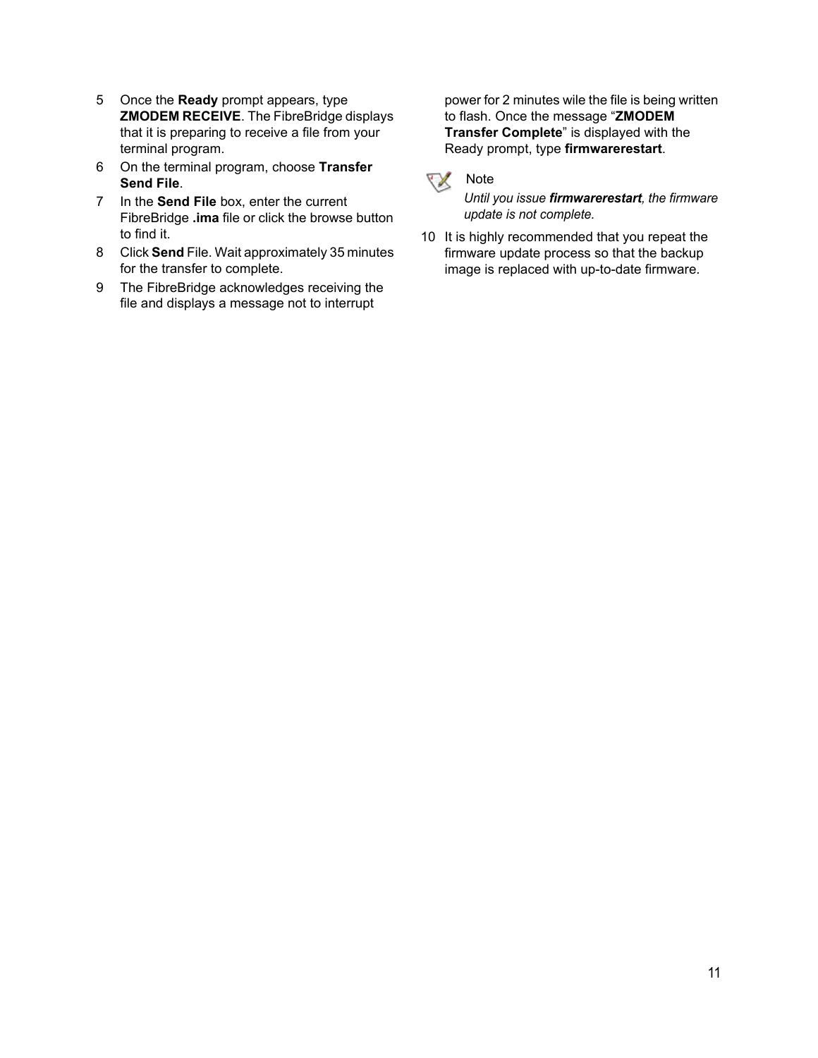5. Once the **Ready** prompt appears, type **ZMODEM RECEIVE**. The FibreBridge displays that it is preparing to receive a file from your terminal program.
6. On the terminal program, choose **Transfer Send File**.
7. In the **Send File** box, enter the current FibreBridge **.ima** file or click the browse button to find it.
8. Click **Send** File. Wait approximately 35 minutes for the transfer to complete.
9. The FibreBridge acknowledges receiving the file and displays a message not to interrupt power for 2 minutes wile the file is being written to flash. Once the message "**ZMODEM Transfer Complete**" is displayed with the Ready prompt, type **firmwarerestart**.

> Note
>
> *Until you issue **firmwarerestart**, the firmware update is not complete.*

10. It is highly recommended that you repeat the firmware update process so that the backup image is replaced with up-to-date firmware.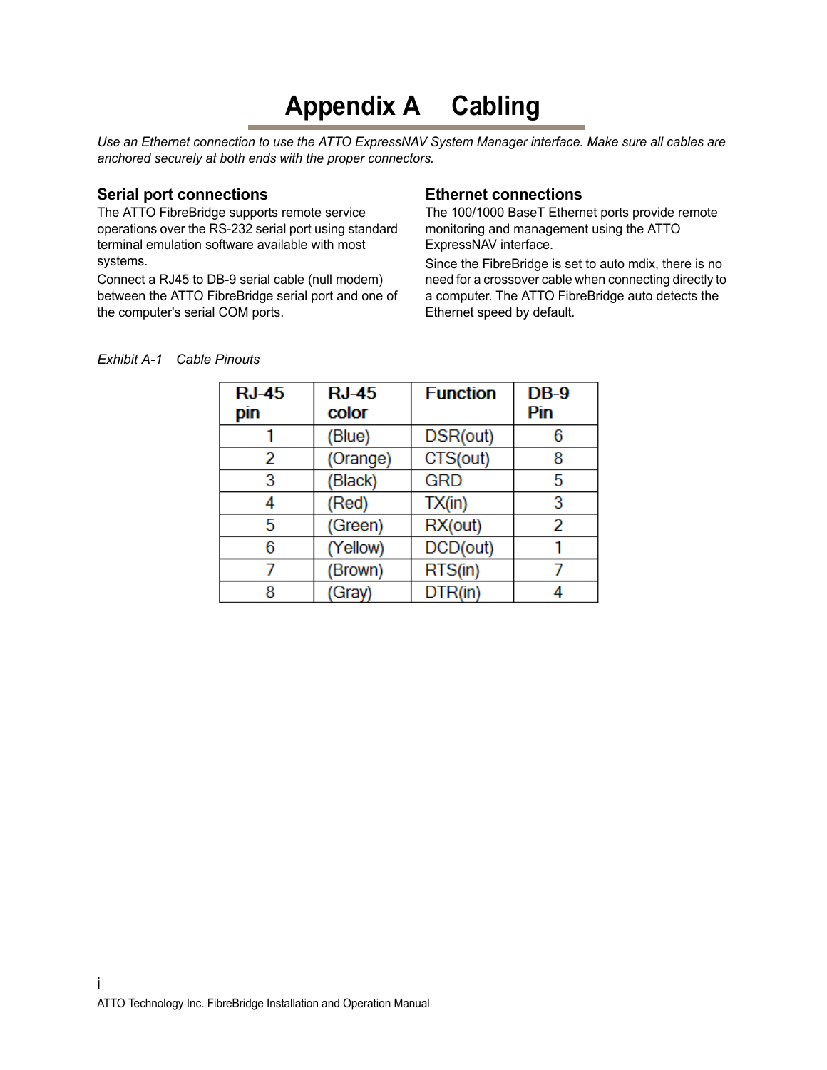# Appendix A Cabling

*Use an Ethernet connection to use the ATTO ExpressNAV System Manager interface. Make sure all cables are anchored securely at both ends with the proper connectors.*

## Serial port connections

The ATTO FibreBridge supports remote service operations over the RS-232 serial port using standard terminal emulation software available with most systems.

Connect a RJ45 to DB-9 serial cable (null modem) between the ATTO FibreBridge serial port and one of the computer's serial COM ports.

## Ethernet connections

The 100/1000 BaseT Ethernet ports provide remote monitoring and management using the ATTO ExpressNAV interface.

Since the FibreBridge is set to auto mdix, there is no need for a crossover cable when connecting directly to a computer. The ATTO FibreBridge auto detects the Ethernet speed by default.

*Exhibit A-1 Cable Pinouts*

| RJ-45 pin | RJ-45 color | Function | DB-9 Pin |
|---|---|---|---|
| 1 | (Blue) | DSR(out) | 6 |
| 2 | (Orange) | CTS(out) | 8 |
| 3 | (Black) | GRD | 5 |
| 4 | (Red) | TX(in) | 3 |
| 5 | (Green) | RX(out) | 2 |
| 6 | (Yellow) | DCD(out) | 1 |
| 7 | (Brown) | RTS(in) | 7 |
| 8 | (Gray) | DTR(in) | 4 |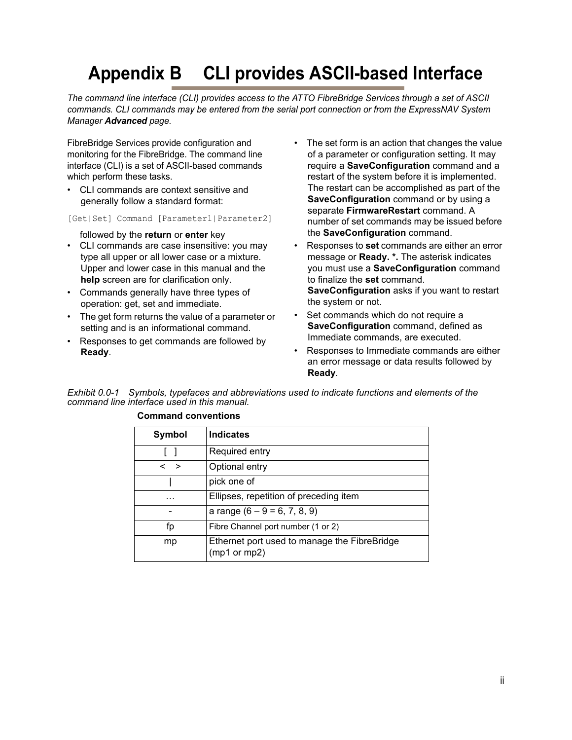# Appendix B CLI provides ASCII-based Interface

*The command line interface (CLI) provides access to the ATTO FibreBridge Services through a set of ASCII commands. CLI commands may be entered from the serial port connection or from the ExpressNAV System Manager* ***Advanced*** *page.*

FibreBridge Services provide configuration and monitoring for the FibreBridge. The command line interface (CLI) is a set of ASCII-based commands which perform these tasks.

- CLI commands are context sensitive and generally follow a standard format:

```
[Get|Set] Command [Parameter1|Parameter2]
```

  followed by the **return** or **enter** key

- CLI commands are case insensitive: you may type all upper or all lower case or a mixture. Upper and lower case in this manual and the **help** screen are for clarification only.
- Commands generally have three types of operation: get, set and immediate.
- The get form returns the value of a parameter or setting and is an informational command.
- Responses to get commands are followed by **Ready**.
- The set form is an action that changes the value of a parameter or configuration setting. It may require a **SaveConfiguration** command and a restart of the system before it is implemented. The restart can be accomplished as part of the **SaveConfiguration** command or by using a separate **FirmwareRestart** command. A number of set commands may be issued before the **SaveConfiguration** command.
- Responses to **set** commands are either an error message or **Ready. *.** The asterisk indicates you must use a **SaveConfiguration** command to finalize the **set** command. **SaveConfiguration** asks if you want to restart the system or not.
- Set commands which do not require a **SaveConfiguration** command, defined as Immediate commands, are executed.
- Responses to Immediate commands are either an error message or data results followed by **Ready**.

*Exhibit 0.0-1 Symbols, typefaces and abbreviations used to indicate functions and elements of the command line interface used in this manual.*

**Command conventions**

| Symbol | Indicates |
|---|---|
| [ ] | Required entry |
| < > | Optional entry |
| \| | pick one of |
| … | Ellipses, repetition of preceding item |
| - | a range (6 – 9 = 6, 7, 8, 9) |
| fp | Fibre Channel port number (1 or 2) |
| mp | Ethernet port used to manage the FibreBridge (mp1 or mp2) |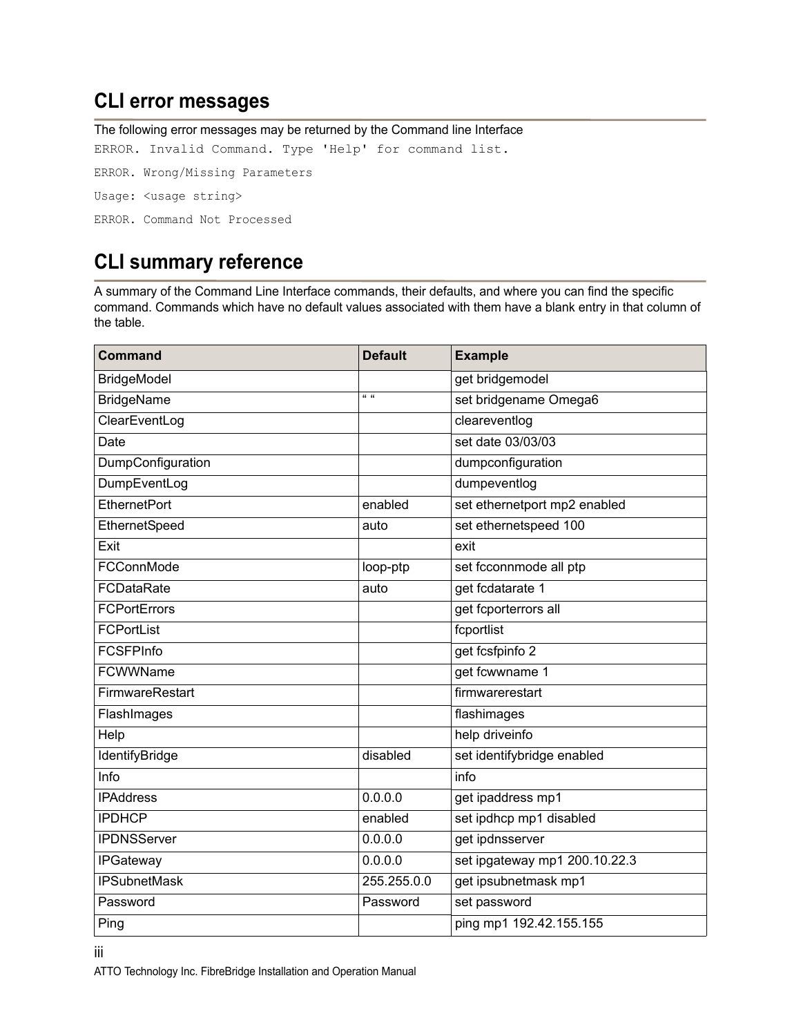## CLI error messages

The following error messages may be returned by the Command line Interface

```
ERROR. Invalid Command. Type 'Help' for command list.

ERROR. Wrong/Missing Parameters

Usage: <usage string>

ERROR. Command Not Processed
```

## CLI summary reference

A summary of the Command Line Interface commands, their defaults, and where you can find the specific command. Commands which have no default values associated with them have a blank entry in that column of the table.

| Command | Default | Example |
|---|---|---|
| BridgeModel | | get bridgemodel |
| BridgeName | " " | set bridgename Omega6 |
| ClearEventLog | | cleareventlog |
| Date | | set date 03/03/03 |
| DumpConfiguration | | dumpconfiguration |
| DumpEventLog | | dumpeventlog |
| EthernetPort | enabled | set ethernetport mp2 enabled |
| EthernetSpeed | auto | set ethernetspeed 100 |
| Exit | | exit |
| FCConnMode | loop-ptp | set fcconnmode all ptp |
| FCDataRate | auto | get fcdatarate 1 |
| FCPortErrors | | get fcporterrors all |
| FCPortList | | fcportlist |
| FCSFPInfo | | get fcsfpinfo 2 |
| FCWWName | | get fcwwname 1 |
| FirmwareRestart | | firmwarerestart |
| FlashImages | | flashimages |
| Help | | help driveinfo |
| IdentifyBridge | disabled | set identifybridge enabled |
| Info | | info |
| IPAddress | 0.0.0.0 | get ipaddress mp1 |
| IPDHCP | enabled | set ipdhcp mp1 disabled |
| IPDNSServer | 0.0.0.0 | get ipdnsserver |
| IPGateway | 0.0.0.0 | set ipgateway mp1 200.10.22.3 |
| IPSubnetMask | 255.255.0.0 | get ipsubnetmask mp1 |
| Password | Password | set password |
| Ping | | ping mp1 192.42.155.155 |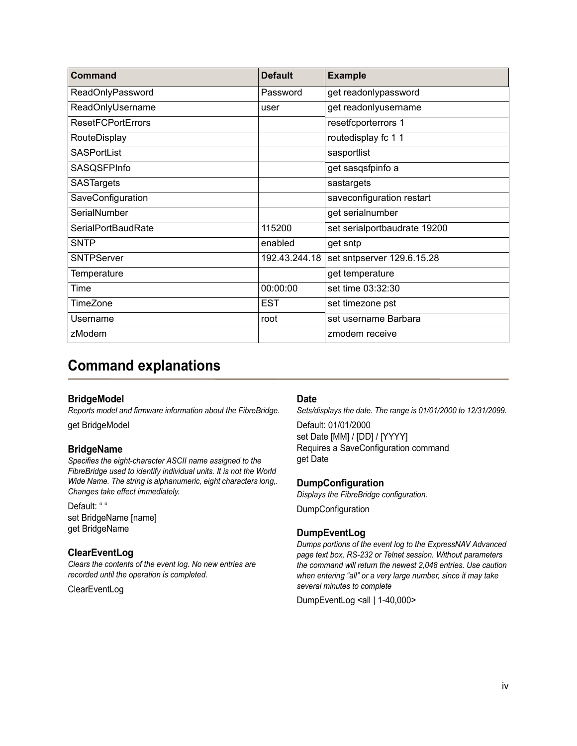| Command | Default | Example |
|---|---|---|
| ReadOnlyPassword | Password | get readonlypassword |
| ReadOnlyUsername | user | get readonlyusername |
| ResetFCPortErrors | | resetfcporterrors 1 |
| RouteDisplay | | routedisplay fc 1 1 |
| SASPortList | | sasportlist |
| SASQSFPInfo | | get sasqsfpinfo a |
| SASTargets | | sastargets |
| SaveConfiguration | | saveconfiguration restart |
| SerialNumber | | get serialnumber |
| SerialPortBaudRate | 115200 | set serialportbaudrate 19200 |
| SNTP | enabled | get sntp |
| SNTPServer | 192.43.244.18 | set sntpserver 129.6.15.28 |
| Temperature | | get temperature |
| Time | 00:00:00 | set time 03:32:30 |
| TimeZone | EST | set timezone pst |
| Username | root | set username Barbara |
| zModem | | zmodem receive |

## Command explanations

### BridgeModel

*Reports model and firmware information about the FibreBridge.*

get BridgeModel

### BridgeName

*Specifies the eight-character ASCII name assigned to the FibreBridge used to identify individual units. It is not the World Wide Name. The string is alphanumeric, eight characters long,. Changes take effect immediately.*

Default: " "
set BridgeName [name]
get BridgeName

### ClearEventLog

*Clears the contents of the event log. No new entries are recorded until the operation is completed.*

ClearEventLog

### Date

*Sets/displays the date. The range is 01/01/2000 to 12/31/2099.*

Default: 01/01/2000
set Date [MM] / [DD] / [YYYY]
Requires a SaveConfiguration command
get Date

### DumpConfiguration

*Displays the FibreBridge configuration.*

DumpConfiguration

### DumpEventLog

*Dumps portions of the event log to the ExpressNAV Advanced page text box, RS-232 or Telnet session. Without parameters the command will return the newest 2,048 entries. Use caution when entering "all" or a very large number, since it may take several minutes to complete*

DumpEventLog <all | 1-40,000>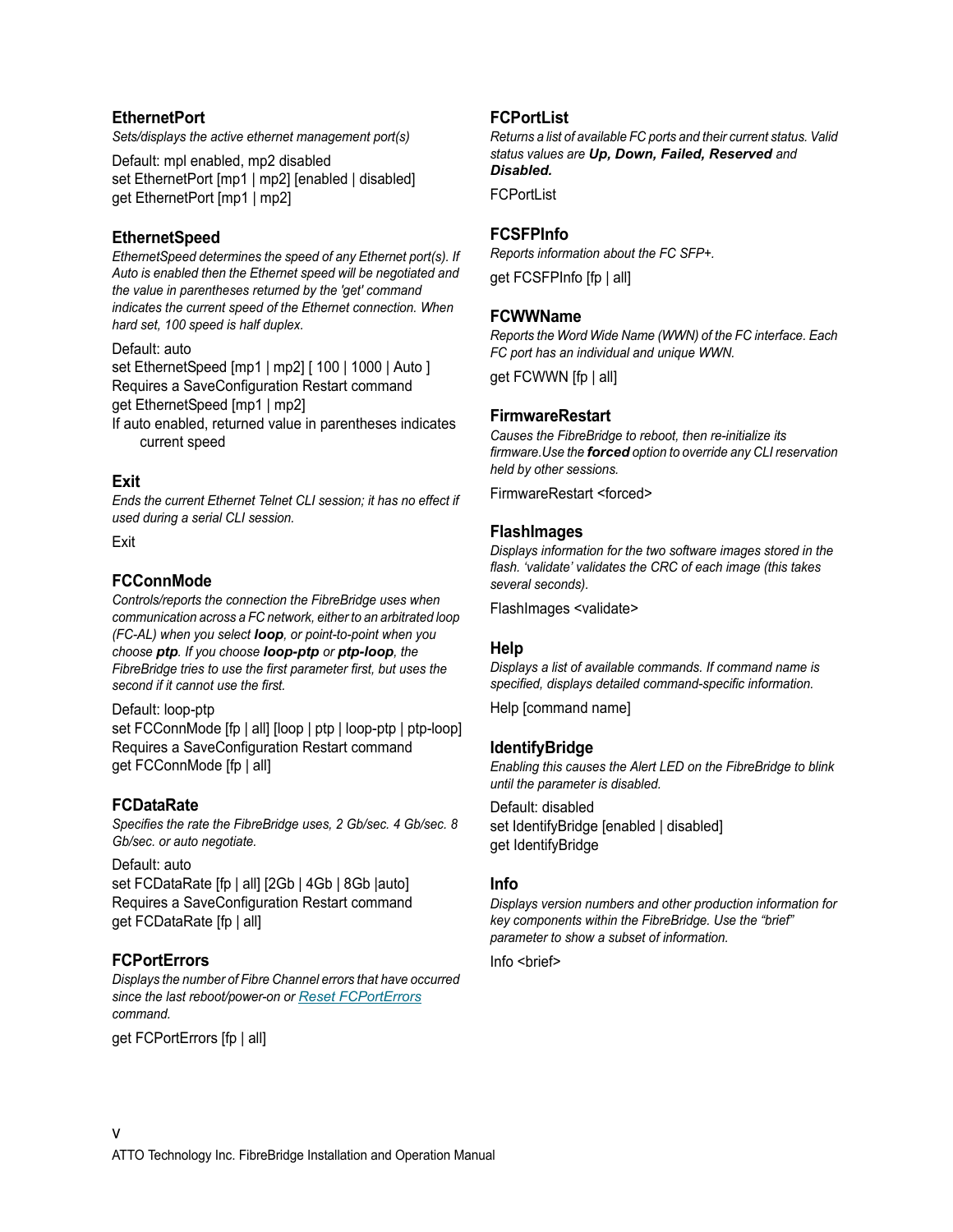### EthernetPort

*Sets/displays the active ethernet management port(s)*

Default: mpl enabled, mp2 disabled
set EthernetPort [mp1 | mp2] [enabled | disabled]
get EthernetPort [mp1 | mp2]

### EthernetSpeed

*EthernetSpeed determines the speed of any Ethernet port(s). If Auto is enabled then the Ethernet speed will be negotiated and the value in parentheses returned by the 'get' command indicates the current speed of the Ethernet connection. When hard set, 100 speed is half duplex.*

Default: auto
set EthernetSpeed [mp1 | mp2] [ 100 | 1000 | Auto ]
Requires a SaveConfiguration Restart command
get EthernetSpeed [mp1 | mp2]
If auto enabled, returned value in parentheses indicates current speed

### Exit

*Ends the current Ethernet Telnet CLI session; it has no effect if used during a serial CLI session.*

Exit

### FCConnMode

*Controls/reports the connection the FibreBridge uses when communication across a FC network, either to an arbitrated loop (FC-AL) when you select **loop**, or point-to-point when you choose **ptp**. If you choose **loop-ptp** or **ptp-loop**, the FibreBridge tries to use the first parameter first, but uses the second if it cannot use the first.*

Default: loop-ptp
set FCConnMode [fp | all] [loop | ptp | loop-ptp | ptp-loop]
Requires a SaveConfiguration Restart command
get FCConnMode [fp | all]

### FCDataRate

*Specifies the rate the FibreBridge uses, 2 Gb/sec. 4 Gb/sec. 8 Gb/sec. or auto negotiate.*

Default: auto
set FCDataRate [fp | all] [2Gb | 4Gb | 8Gb |auto]
Requires a SaveConfiguration Restart command
get FCDataRate [fp | all]

### FCPortErrors

*Displays the number of Fibre Channel errors that have occurred since the last reboot/power-on or Reset FCPortErrors command.*

get FCPortErrors [fp | all]

### FCPortList

*Returns a list of available FC ports and their current status. Valid status values are **Up, Down, Failed, Reserved** and **Disabled.***

FCPortList

### FCSFPInfo

*Reports information about the FC SFP+.*

get FCSFPInfo [fp | all]

### FCWWName

*Reports the Word Wide Name (WWN) of the FC interface. Each FC port has an individual and unique WWN.*

get FCWWN [fp | all]

### FirmwareRestart

*Causes the FibreBridge to reboot, then re-initialize its firmware.Use the **forced** option to override any CLI reservation held by other sessions.*

FirmwareRestart <forced>

### FlashImages

*Displays information for the two software images stored in the flash. 'validate' validates the CRC of each image (this takes several seconds).*

FlashImages <validate>

### Help

*Displays a list of available commands. If command name is specified, displays detailed command-specific information.*

Help [command name]

### IdentifyBridge

*Enabling this causes the Alert LED on the FibreBridge to blink until the parameter is disabled.*

Default: disabled
set IdentifyBridge [enabled | disabled]
get IdentifyBridge

### Info

*Displays version numbers and other production information for key components within the FibreBridge. Use the "brief" parameter to show a subset of information.*

Info <brief>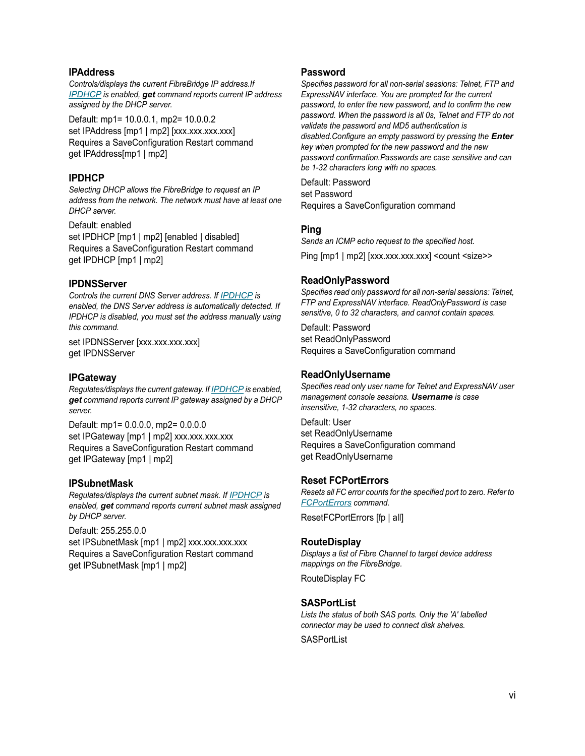### IPAddress

*Controls/displays the current FibreBridge IP address.If [IPDHCP](#) is enabled, **get** command reports current IP address assigned by the DHCP server.*

Default: mp1= 10.0.0.1, mp2= 10.0.0.2
set IPAddress [mp1 | mp2] [xxx.xxx.xxx.xxx]
Requires a SaveConfiguration Restart command
get IPAddress[mp1 | mp2]

### IPDHCP

*Selecting DHCP allows the FibreBridge to request an IP address from the network. The network must have at least one DHCP server.*

Default: enabled
set IPDHCP [mp1 | mp2] [enabled | disabled]
Requires a SaveConfiguration Restart command
get IPDHCP [mp1 | mp2]

### IPDNSServer

*Controls the current DNS Server address. If [IPDHCP](#) is enabled, the DNS Server address is automatically detected. If IPDHCP is disabled, you must set the address manually using this command.*

set IPDNSServer [xxx.xxx.xxx.xxx]
get IPDNSServer

### IPGateway

*Regulates/displays the current gateway. If [IPDHCP](#) is enabled, **get** command reports current IP gateway assigned by a DHCP server.*

Default: mp1= 0.0.0.0, mp2= 0.0.0.0
set IPGateway [mp1 | mp2] xxx.xxx.xxx.xxx
Requires a SaveConfiguration Restart command
get IPGateway [mp1 | mp2]

### IPSubnetMask

*Regulates/displays the current subnet mask. If [IPDHCP](#) is enabled, **get** command reports current subnet mask assigned by DHCP server.*

Default: 255.255.0.0
set IPSubnetMask [mp1 | mp2] xxx.xxx.xxx.xxx
Requires a SaveConfiguration Restart command
get IPSubnetMask [mp1 | mp2]

### Password

*Specifies password for all non-serial sessions: Telnet, FTP and ExpressNAV interface. You are prompted for the current password, to enter the new password, and to confirm the new password. When the password is all 0s, Telnet and FTP do not validate the password and MD5 authentication is disabled.Configure an empty password by pressing the **Enter** key when prompted for the new password and the new password confirmation.Passwords are case sensitive and can be 1-32 characters long with no spaces.*

Default: Password
set Password
Requires a SaveConfiguration command

### Ping

*Sends an ICMP echo request to the specified host.*

Ping [mp1 | mp2] [xxx.xxx.xxx.xxx] <count <size>>

### ReadOnlyPassword

*Specifies read only password for all non-serial sessions: Telnet, FTP and ExpressNAV interface. ReadOnlyPassword is case sensitive, 0 to 32 characters, and cannot contain spaces.*

Default: Password
set ReadOnlyPassword
Requires a SaveConfiguration command

### ReadOnlyUsername

*Specifies read only user name for Telnet and ExpressNAV user management console sessions. **Username** is case insensitive, 1-32 characters, no spaces.*

Default: User
set ReadOnlyUsername
Requires a SaveConfiguration command
get ReadOnlyUsername

### Reset FCPortErrors

*Resets all FC error counts for the specified port to zero. Refer to [FCPortErrors](#) command.*

ResetFCPortErrors [fp | all]

### RouteDisplay

*Displays a list of Fibre Channel to target device address mappings on the FibreBridge.*

RouteDisplay FC

### SASPortList

*Lists the status of both SAS ports. Only the 'A' labelled connector may be used to connect disk shelves.*

SASPortList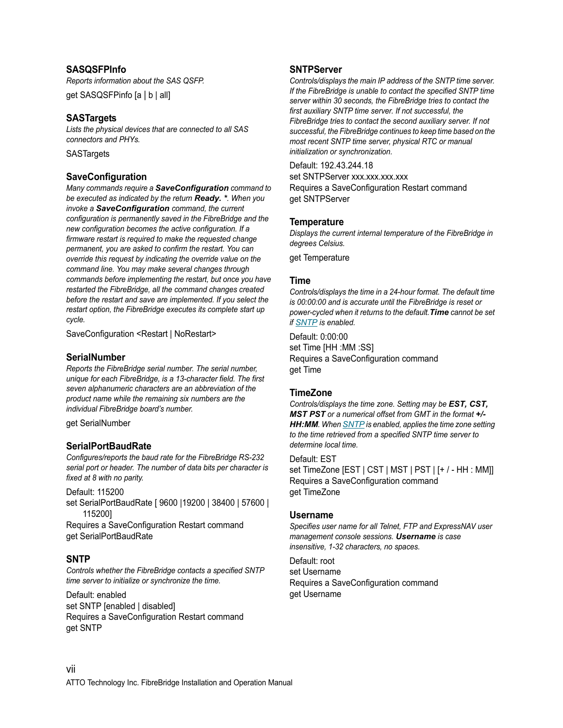### SASQSFPInfo

*Reports information about the SAS QSFP.*

get SASQSFPinfo [a | b | all]

### SASTargets

*Lists the physical devices that are connected to all SAS connectors and PHYs.*

SASTargets

### SaveConfiguration

*Many commands require a **SaveConfiguration** command to be executed as indicated by the return **Ready. \***. When you invoke a **SaveConfiguration** command, the current configuration is permanently saved in the FibreBridge and the new configuration becomes the active configuration. If a firmware restart is required to make the requested change permanent, you are asked to confirm the restart. You can override this request by indicating the override value on the command line. You may make several changes through commands before implementing the restart, but once you have restarted the FibreBridge, all the command changes created before the restart and save are implemented. If you select the restart option, the FibreBridge executes its complete start up cycle.*

SaveConfiguration <Restart | NoRestart>

### SerialNumber

*Reports the FibreBridge serial number. The serial number, unique for each FibreBridge, is a 13-character field. The first seven alphanumeric characters are an abbreviation of the product name while the remaining six numbers are the individual FibreBridge board's number.*

get SerialNumber

### SerialPortBaudRate

*Configures/reports the baud rate for the FibreBridge RS-232 serial port or header. The number of data bits per character is fixed at 8 with no parity.*

Default: 115200
set SerialPortBaudRate [ 9600 |19200 | 38400 | 57600 | 115200]
Requires a SaveConfiguration Restart command
get SerialPortBaudRate

### SNTP

*Controls whether the FibreBridge contacts a specified SNTP time server to initialize or synchronize the time.*

Default: enabled
set SNTP [enabled | disabled]
Requires a SaveConfiguration Restart command
get SNTP

### SNTPServer

*Controls/displays the main IP address of the SNTP time server. If the FibreBridge is unable to contact the specified SNTP time server within 30 seconds, the FibreBridge tries to contact the first auxiliary SNTP time server. If not successful, the FibreBridge tries to contact the second auxiliary server. If not successful, the FibreBridge continues to keep time based on the most recent SNTP time server, physical RTC or manual initialization or synchronization.*

Default: 192.43.244.18
set SNTPServer xxx.xxx.xxx.xxx
Requires a SaveConfiguration Restart command
get SNTPServer

### Temperature

*Displays the current internal temperature of the FibreBridge in degrees Celsius.*

get Temperature

### Time

*Controls/displays the time in a 24-hour format. The default time is 00:00:00 and is accurate until the FibreBridge is reset or power-cycled when it returns to the default.**Time** cannot be set if SNTP is enabled.*

Default: 0:00:00
set Time [HH :MM :SS]
Requires a SaveConfiguration command
get Time

### TimeZone

*Controls/displays the time zone. Setting may be **EST, CST, MST PST** or a numerical offset from GMT in the format **+/-HH:MM**. When SNTP is enabled, applies the time zone setting to the time retrieved from a specified SNTP time server to determine local time.*

Default: EST
set TimeZone [EST | CST | MST | PST | [+ / - HH : MM]]
Requires a SaveConfiguration command
get TimeZone

### Username

*Specifies user name for all Telnet, FTP and ExpressNAV user management console sessions. **Username** is case insensitive, 1-32 characters, no spaces.*

Default: root
set Username
Requires a SaveConfiguration command
get Username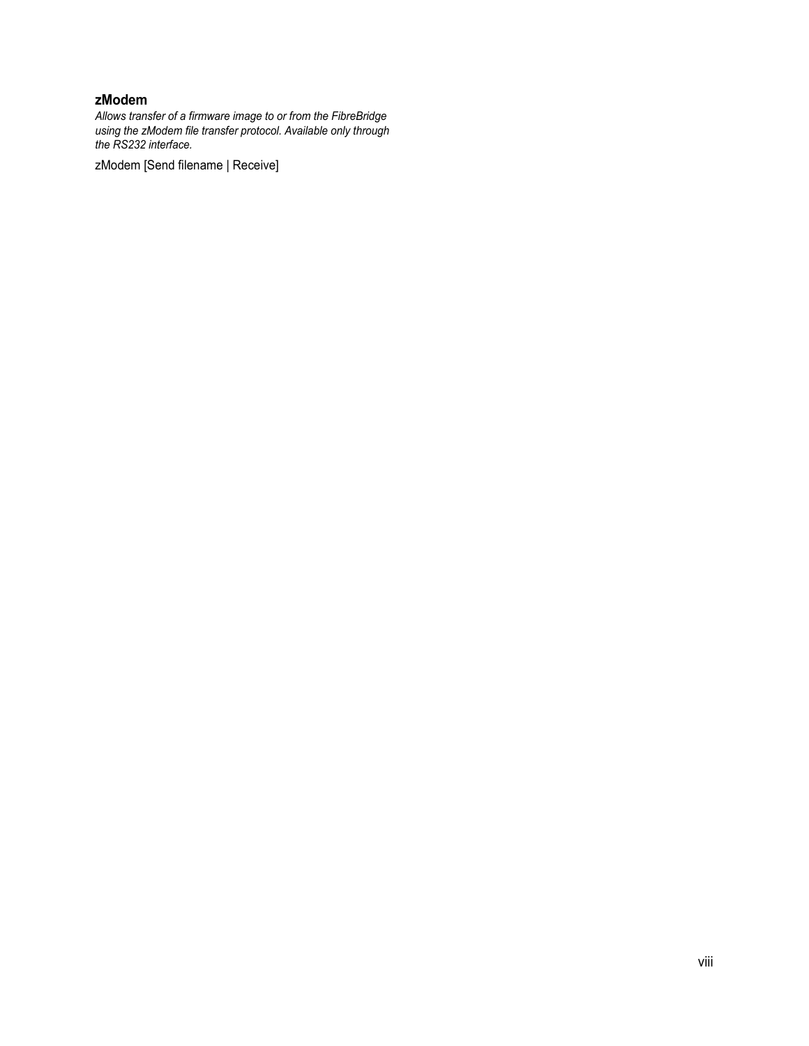### zModem

*Allows transfer of a firmware image to or from the FibreBridge using the zModem file transfer protocol. Available only through the RS232 interface.*

zModem [Send filename | Receive]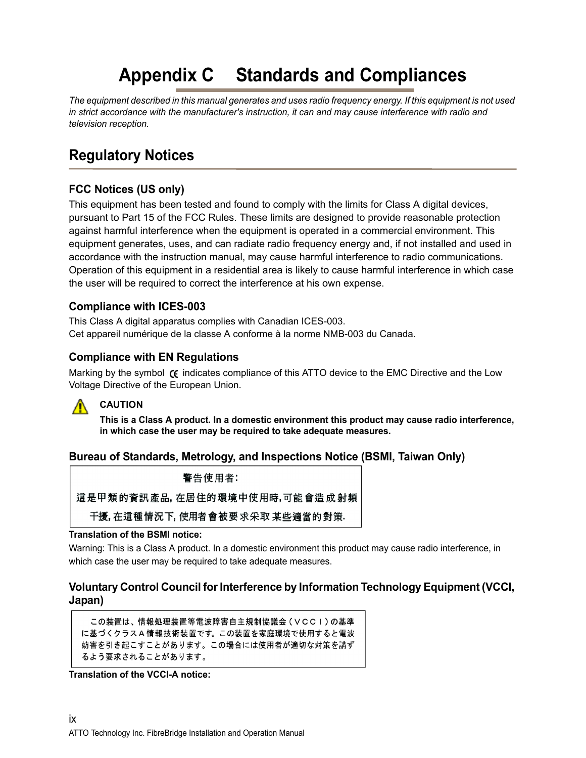# Appendix C Standards and Compliances

*The equipment described in this manual generates and uses radio frequency energy. If this equipment is not used in strict accordance with the manufacturer's instruction, it can and may cause interference with radio and television reception.*

## Regulatory Notices

### FCC Notices (US only)

This equipment has been tested and found to comply with the limits for Class A digital devices, pursuant to Part 15 of the FCC Rules. These limits are designed to provide reasonable protection against harmful interference when the equipment is operated in a commercial environment. This equipment generates, uses, and can radiate radio frequency energy and, if not installed and used in accordance with the instruction manual, may cause harmful interference to radio communications. Operation of this equipment in a residential area is likely to cause harmful interference in which case the user will be required to correct the interference at his own expense.

### Compliance with ICES-003

This Class A digital apparatus complies with Canadian ICES-003.
Cet appareil numérique de la classe A conforme à la norme NMB-003 du Canada.

### Compliance with EN Regulations

Marking by the symbol CE indicates compliance of this ATTO device to the EMC Directive and the Low Voltage Directive of the European Union.

**CAUTION**

**This is a Class A product. In a domestic environment this product may cause radio interference, in which case the user may be required to take adequate measures.**

### Bureau of Standards, Metrology, and Inspections Notice (BSMI, Taiwan Only)

警告使用者:

這是甲類的資訊產品, 在居住的環境中使用時,可能會造成射頻干擾, 在這種情況下, 使用者會被要求采取某些適當的對策.

**Translation of the BSMI notice:**

Warning: This is a Class A product. In a domestic environment this product may cause radio interference, in which case the user may be required to take adequate measures.

### Voluntary Control Council for Interference by Information Technology Equipment (VCCI, Japan)

この装置は、情報処理装置等電波障害自主規制協議会（ＶＣＣＩ）の基準に基づくクラスＡ情報技術装置です。この装置を家庭環境で使用すると電波妨害を引き起こすことがあります。この場合には使用者が適切な対策を講ずるよう要求されることがあります。

**Translation of the VCCI-A notice:**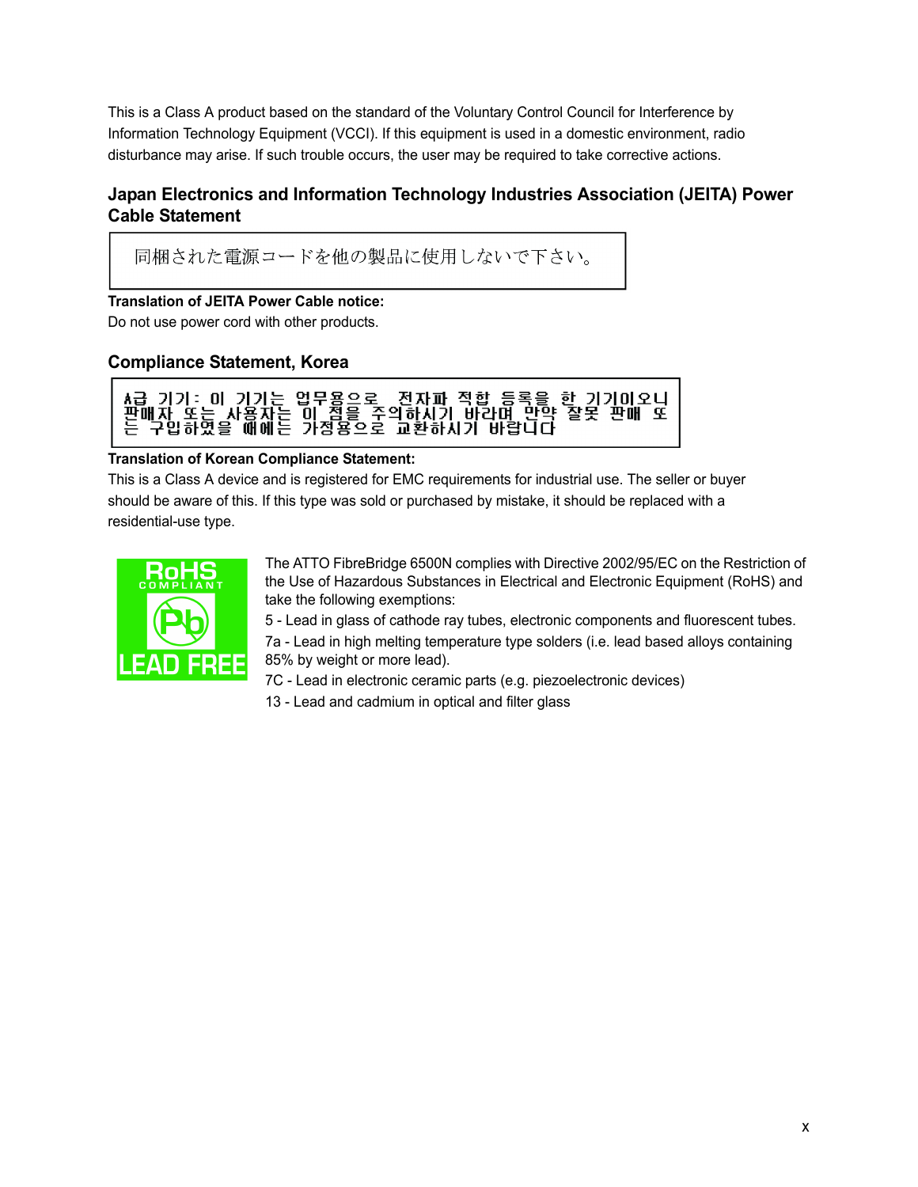This is a Class A product based on the standard of the Voluntary Control Council for Interference by Information Technology Equipment (VCCI). If this equipment is used in a domestic environment, radio disturbance may arise. If such trouble occurs, the user may be required to take corrective actions.

## Japan Electronics and Information Technology Industries Association (JEITA) Power Cable Statement

同梱された電源コードを他の製品に使用しないで下さい。

**Translation of JEITA Power Cable notice:**
Do not use power cord with other products.

## Compliance Statement, Korea

A급 기기: 이 기기는 업무용으로 전자파 적합 등록을 한 기기이오니 판매자 또는 사용자는 이 점을 주의하시기 바라며 만약 잘못 판매 또는 구입하였을 때에는 가정용으로 교환하시기 바랍니다

**Translation of Korean Compliance Statement:**
This is a Class A device and is registered for EMC requirements for industrial use. The seller or buyer should be aware of this. If this type was sold or purchased by mistake, it should be replaced with a residential-use type.

RoHS COMPLIANT Pb LEAD FREE

The ATTO FibreBridge 6500N complies with Directive 2002/95/EC on the Restriction of the Use of Hazardous Substances in Electrical and Electronic Equipment (RoHS) and take the following exemptions:

5 - Lead in glass of cathode ray tubes, electronic components and fluorescent tubes.

7a - Lead in high melting temperature type solders (i.e. lead based alloys containing 85% by weight or more lead).

7C - Lead in electronic ceramic parts (e.g. piezoelectronic devices)

13 - Lead and cadmium in optical and filter glass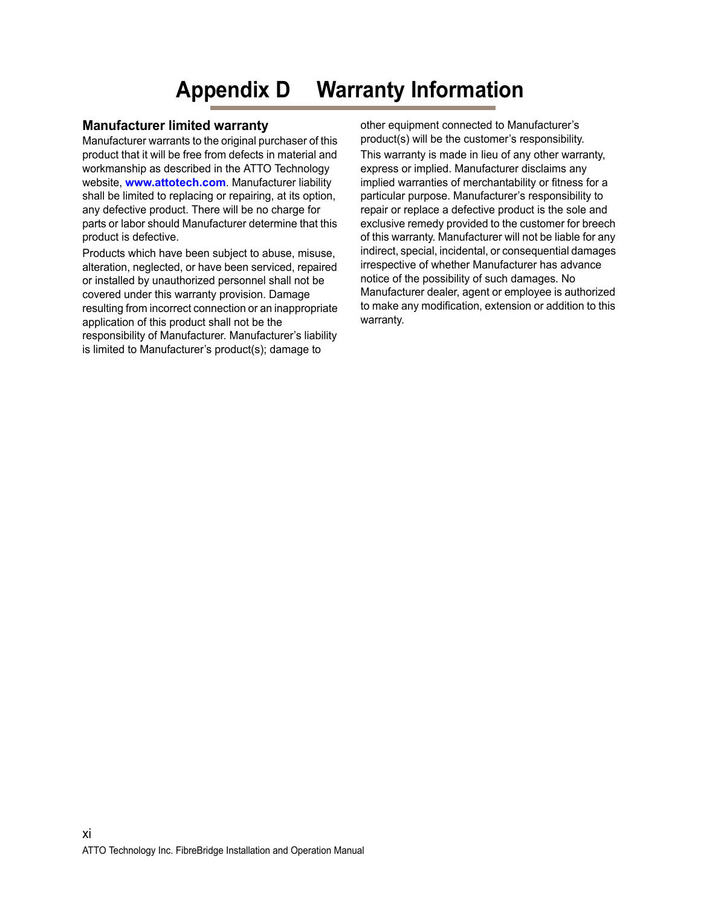# Appendix D Warranty Information

## Manufacturer limited warranty

Manufacturer warrants to the original purchaser of this product that it will be free from defects in material and workmanship as described in the ATTO Technology website, **www.attotech.com**. Manufacturer liability shall be limited to replacing or repairing, at its option, any defective product. There will be no charge for parts or labor should Manufacturer determine that this product is defective.

Products which have been subject to abuse, misuse, alteration, neglected, or have been serviced, repaired or installed by unauthorized personnel shall not be covered under this warranty provision. Damage resulting from incorrect connection or an inappropriate application of this product shall not be the responsibility of Manufacturer. Manufacturer's liability is limited to Manufacturer's product(s); damage to other equipment connected to Manufacturer's product(s) will be the customer's responsibility.

This warranty is made in lieu of any other warranty, express or implied. Manufacturer disclaims any implied warranties of merchantability or fitness for a particular purpose. Manufacturer's responsibility to repair or replace a defective product is the sole and exclusive remedy provided to the customer for breech of this warranty. Manufacturer will not be liable for any indirect, special, incidental, or consequential damages irrespective of whether Manufacturer has advance notice of the possibility of such damages. No Manufacturer dealer, agent or employee is authorized to make any modification, extension or addition to this warranty.